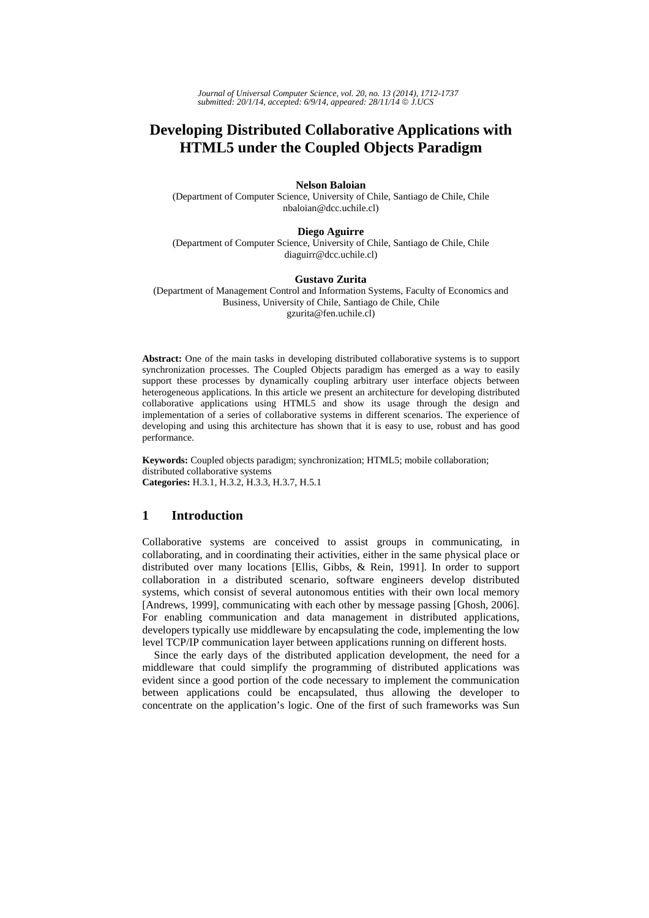# Developing Distributed Collaborative Applications with HTML5 under the Coupled Objects Paradigm

**Nelson Baloian**
(Department of Computer Science, University of Chile, Santiago de Chile, Chile
nbaloian@dcc.uchile.cl)

**Diego Aguirre**
(Department of Computer Science, University of Chile, Santiago de Chile, Chile
diaguirr@dcc.uchile.cl)

**Gustavo Zurita**
(Department of Management Control and Information Systems, Faculty of Economics and Business, University of Chile, Santiago de Chile, Chile
gzurita@fen.uchile.cl)

**Abstract:** One of the main tasks in developing distributed collaborative systems is to support synchronization processes. The Coupled Objects paradigm has emerged as a way to easily support these processes by dynamically coupling arbitrary user interface objects between heterogeneous applications. In this article we present an architecture for developing distributed collaborative applications using HTML5 and show its usage through the design and implementation of a series of collaborative systems in different scenarios. The experience of developing and using this architecture has shown that it is easy to use, robust and has good performance.

**Keywords:** Coupled objects paradigm; synchronization; HTML5; mobile collaboration; distributed collaborative systems
**Categories:** H.3.1, H.3.2, H.3.3, H.3.7, H.5.1

## 1 Introduction

Collaborative systems are conceived to assist groups in communicating, in collaborating, and in coordinating their activities, either in the same physical place or distributed over many locations [Ellis, Gibbs, & Rein, 1991]. In order to support collaboration in a distributed scenario, software engineers develop distributed systems, which consist of several autonomous entities with their own local memory [Andrews, 1999], communicating with each other by message passing [Ghosh, 2006]. For enabling communication and data management in distributed applications, developers typically use middleware by encapsulating the code, implementing the low level TCP/IP communication layer between applications running on different hosts.

Since the early days of the distributed application development, the need for a middleware that could simplify the programming of distributed applications was evident since a good portion of the code necessary to implement the communication between applications could be encapsulated, thus allowing the developer to concentrate on the application's logic. One of the first of such frameworks was Sun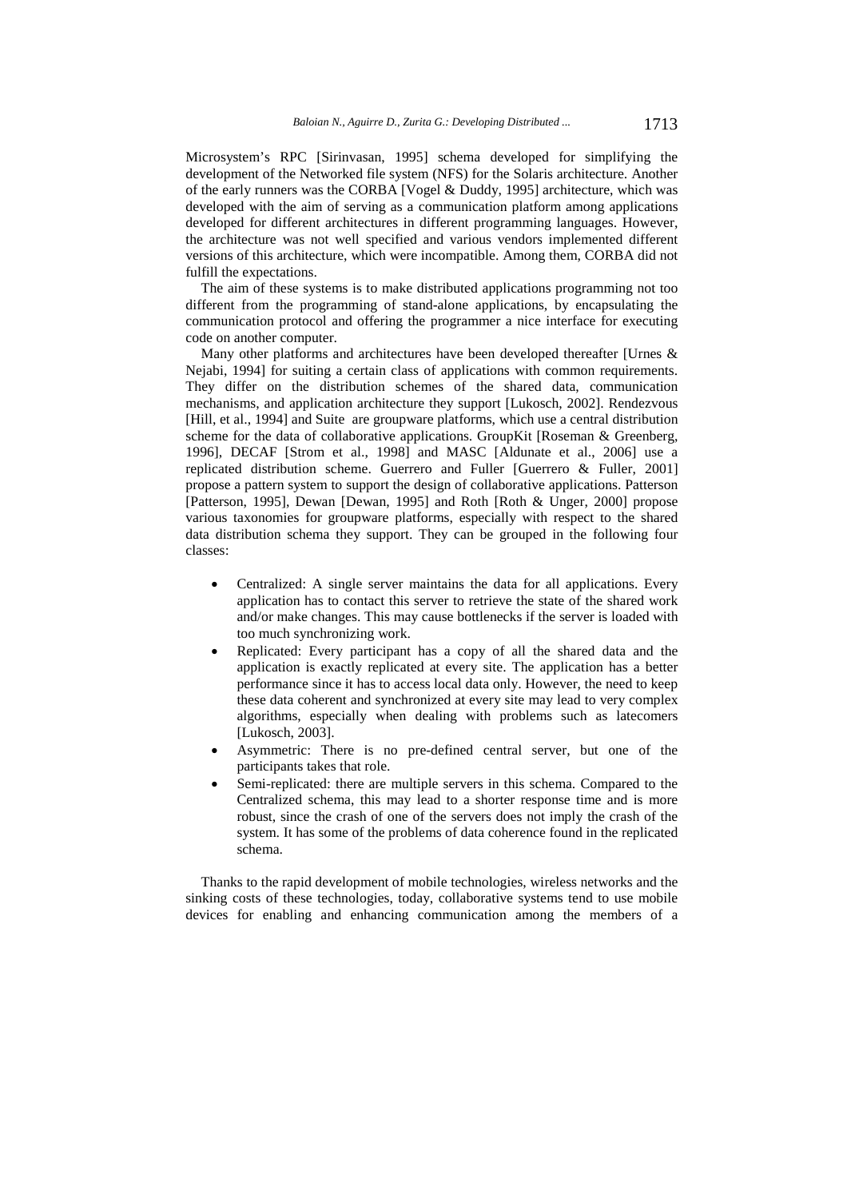Microsystem's RPC [Sirinvasan, 1995] schema developed for simplifying the development of the Networked file system (NFS) for the Solaris architecture. Another of the early runners was the CORBA [Vogel & Duddy, 1995] architecture, which was developed with the aim of serving as a communication platform among applications developed for different architectures in different programming languages. However, the architecture was not well specified and various vendors implemented different versions of this architecture, which were incompatible. Among them, CORBA did not fulfill the expectations.

The aim of these systems is to make distributed applications programming not too different from the programming of stand-alone applications, by encapsulating the communication protocol and offering the programmer a nice interface for executing code on another computer.

Many other platforms and architectures have been developed thereafter [Urnes & Nejabi, 1994] for suiting a certain class of applications with common requirements. They differ on the distribution schemes of the shared data, communication mechanisms, and application architecture they support [Lukosch, 2002]. Rendezvous [Hill, et al., 1994] and Suite are groupware platforms, which use a central distribution scheme for the data of collaborative applications. GroupKit [Roseman & Greenberg, 1996], DECAF [Strom et al., 1998] and MASC [Aldunate et al., 2006] use a replicated distribution scheme. Guerrero and Fuller [Guerrero & Fuller, 2001] propose a pattern system to support the design of collaborative applications. Patterson [Patterson, 1995], Dewan [Dewan, 1995] and Roth [Roth & Unger, 2000] propose various taxonomies for groupware platforms, especially with respect to the shared data distribution schema they support. They can be grouped in the following four classes:

- Centralized: A single server maintains the data for all applications. Every application has to contact this server to retrieve the state of the shared work and/or make changes. This may cause bottlenecks if the server is loaded with too much synchronizing work.
- Replicated: Every participant has a copy of all the shared data and the application is exactly replicated at every site. The application has a better performance since it has to access local data only. However, the need to keep these data coherent and synchronized at every site may lead to very complex algorithms, especially when dealing with problems such as latecomers [Lukosch, 2003].
- Asymmetric: There is no pre-defined central server, but one of the participants takes that role.
- Semi-replicated: there are multiple servers in this schema. Compared to the Centralized schema, this may lead to a shorter response time and is more robust, since the crash of one of the servers does not imply the crash of the system. It has some of the problems of data coherence found in the replicated schema.

Thanks to the rapid development of mobile technologies, wireless networks and the sinking costs of these technologies, today, collaborative systems tend to use mobile devices for enabling and enhancing communication among the members of a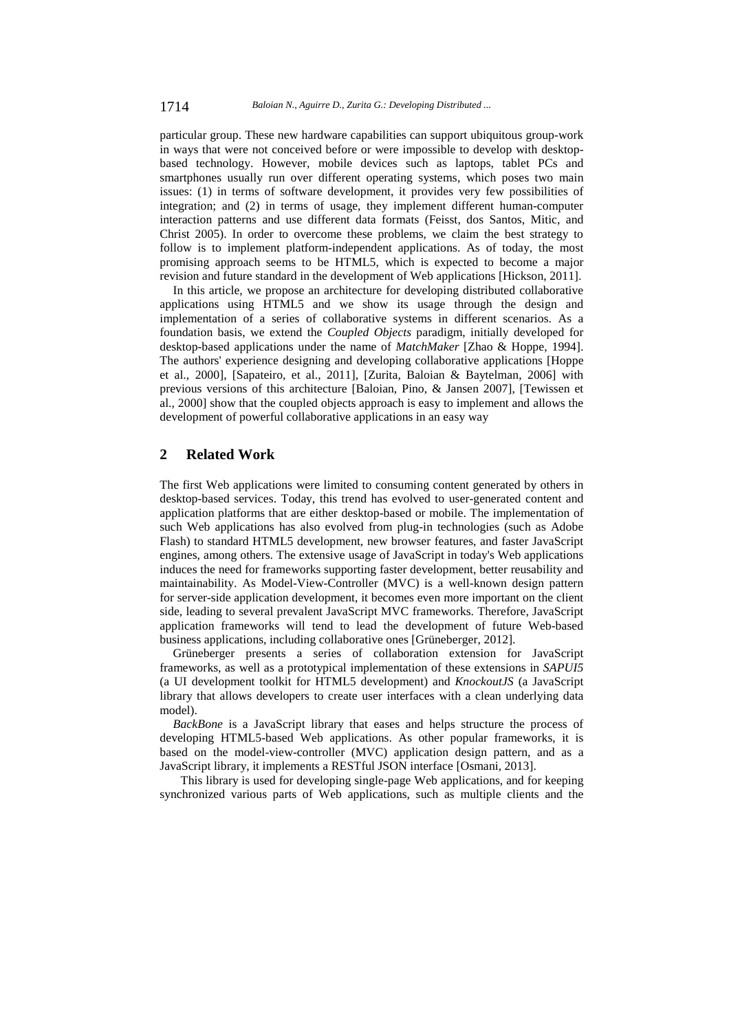particular group. These new hardware capabilities can support ubiquitous group-work in ways that were not conceived before or were impossible to develop with desktop-based technology. However, mobile devices such as laptops, tablet PCs and smartphones usually run over different operating systems, which poses two main issues: (1) in terms of software development, it provides very few possibilities of integration; and (2) in terms of usage, they implement different human-computer interaction patterns and use different data formats (Feisst, dos Santos, Mitic, and Christ 2005). In order to overcome these problems, we claim the best strategy to follow is to implement platform-independent applications. As of today, the most promising approach seems to be HTML5, which is expected to become a major revision and future standard in the development of Web applications [Hickson, 2011].

In this article, we propose an architecture for developing distributed collaborative applications using HTML5 and we show its usage through the design and implementation of a series of collaborative systems in different scenarios. As a foundation basis, we extend the *Coupled Objects* paradigm, initially developed for desktop-based applications under the name of *MatchMaker* [Zhao & Hoppe, 1994]. The authors' experience designing and developing collaborative applications [Hoppe et al., 2000], [Sapateiro, et al., 2011], [Zurita, Baloian & Baytelman, 2006] with previous versions of this architecture [Baloian, Pino, & Jansen 2007], [Tewissen et al., 2000] show that the coupled objects approach is easy to implement and allows the development of powerful collaborative applications in an easy way

## 2 Related Work

The first Web applications were limited to consuming content generated by others in desktop-based services. Today, this trend has evolved to user-generated content and application platforms that are either desktop-based or mobile. The implementation of such Web applications has also evolved from plug-in technologies (such as Adobe Flash) to standard HTML5 development, new browser features, and faster JavaScript engines, among others. The extensive usage of JavaScript in today's Web applications induces the need for frameworks supporting faster development, better reusability and maintainability. As Model-View-Controller (MVC) is a well-known design pattern for server-side application development, it becomes even more important on the client side, leading to several prevalent JavaScript MVC frameworks. Therefore, JavaScript application frameworks will tend to lead the development of future Web-based business applications, including collaborative ones [Grüneberger, 2012].

Grüneberger presents a series of collaboration extension for JavaScript frameworks, as well as a prototypical implementation of these extensions in *SAPUI5* (a UI development toolkit for HTML5 development) and *KnockoutJS* (a JavaScript library that allows developers to create user interfaces with a clean underlying data model).

*BackBone* is a JavaScript library that eases and helps structure the process of developing HTML5-based Web applications. As other popular frameworks, it is based on the model-view-controller (MVC) application design pattern, and as a JavaScript library, it implements a RESTful JSON interface [Osmani, 2013].

This library is used for developing single-page Web applications, and for keeping synchronized various parts of Web applications, such as multiple clients and the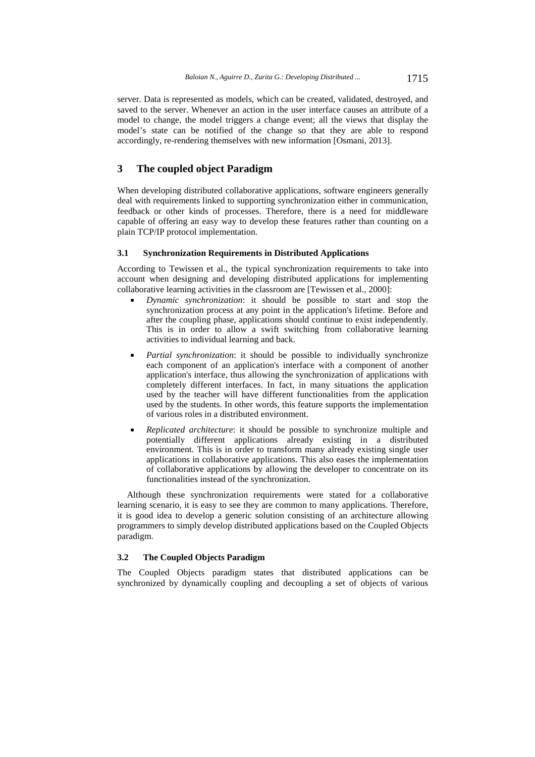server. Data is represented as models, which can be created, validated, destroyed, and saved to the server. Whenever an action in the user interface causes an attribute of a model to change, the model triggers a change event; all the views that display the model's state can be notified of the change so that they are able to respond accordingly, re-rendering themselves with new information [Osmani, 2013].

## 3 The coupled object Paradigm

When developing distributed collaborative applications, software engineers generally deal with requirements linked to supporting synchronization either in communication, feedback or other kinds of processes. Therefore, there is a need for middleware capable of offering an easy way to develop these features rather than counting on a plain TCP/IP protocol implementation.

### 3.1 Synchronization Requirements in Distributed Applications

According to Tewissen et al., the typical synchronization requirements to take into account when designing and developing distributed applications for implementing collaborative learning activities in the classroom are [Tewissen et al., 2000]:

- *Dynamic synchronization*: it should be possible to start and stop the synchronization process at any point in the application's lifetime. Before and after the coupling phase, applications should continue to exist independently. This is in order to allow a swift switching from collaborative learning activities to individual learning and back.
- *Partial synchronization*: it should be possible to individually synchronize each component of an application's interface with a component of another application's interface, thus allowing the synchronization of applications with completely different interfaces. In fact, in many situations the application used by the teacher will have different functionalities from the application used by the students. In other words, this feature supports the implementation of various roles in a distributed environment.
- *Replicated architecture*: it should be possible to synchronize multiple and potentially different applications already existing in a distributed environment. This is in order to transform many already existing single user applications in collaborative applications. This also eases the implementation of collaborative applications by allowing the developer to concentrate on its functionalities instead of the synchronization.

Although these synchronization requirements were stated for a collaborative learning scenario, it is easy to see they are common to many applications. Therefore, it is good idea to develop a generic solution consisting of an architecture allowing programmers to simply develop distributed applications based on the Coupled Objects paradigm.

### 3.2 The Coupled Objects Paradigm

The Coupled Objects paradigm states that distributed applications can be synchronized by dynamically coupling and decoupling a set of objects of various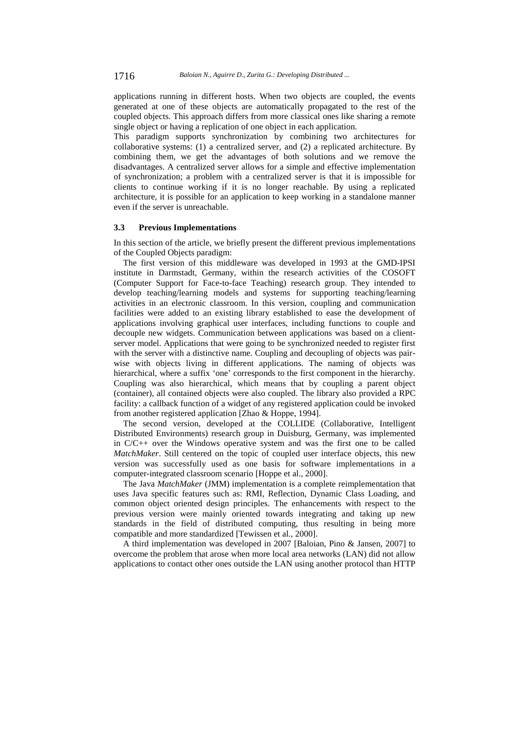applications running in different hosts. When two objects are coupled, the events generated at one of these objects are automatically propagated to the rest of the coupled objects. This approach differs from more classical ones like sharing a remote single object or having a replication of one object in each application.

This paradigm supports synchronization by combining two architectures for collaborative systems: (1) a centralized server, and (2) a replicated architecture. By combining them, we get the advantages of both solutions and we remove the disadvantages. A centralized server allows for a simple and effective implementation of synchronization; a problem with a centralized server is that it is impossible for clients to continue working if it is no longer reachable. By using a replicated architecture, it is possible for an application to keep working in a standalone manner even if the server is unreachable.

### 3.3 Previous Implementations

In this section of the article, we briefly present the different previous implementations of the Coupled Objects paradigm:

The first version of this middleware was developed in 1993 at the GMD-IPSI institute in Darmstadt, Germany, within the research activities of the COSOFT (Computer Support for Face-to-face Teaching) research group. They intended to develop teaching/learning models and systems for supporting teaching/learning activities in an electronic classroom. In this version, coupling and communication facilities were added to an existing library established to ease the development of applications involving graphical user interfaces, including functions to couple and decouple new widgets. Communication between applications was based on a client-server model. Applications that were going to be synchronized needed to register first with the server with a distinctive name. Coupling and decoupling of objects was pair-wise with objects living in different applications. The naming of objects was hierarchical, where a suffix 'one' corresponds to the first component in the hierarchy. Coupling was also hierarchical, which means that by coupling a parent object (container), all contained objects were also coupled. The library also provided a RPC facility: a callback function of a widget of any registered application could be invoked from another registered application [Zhao & Hoppe, 1994].

The second version, developed at the COLLIDE (Collaborative, Intelligent Distributed Environments) research group in Duisburg, Germany, was implemented in C/C++ over the Windows operative system and was the first one to be called *MatchMaker*. Still centered on the topic of coupled user interface objects, this new version was successfully used as one basis for software implementations in a computer-integrated classroom scenario [Hoppe et al., 2000].

The Java *MatchMaker* (JMM) implementation is a complete reimplementation that uses Java specific features such as: RMI, Reflection, Dynamic Class Loading, and common object oriented design principles. The enhancements with respect to the previous version were mainly oriented towards integrating and taking up new standards in the field of distributed computing, thus resulting in being more compatible and more standardized [Tewissen et al., 2000].

A third implementation was developed in 2007 [Baloian, Pino & Jansen, 2007] to overcome the problem that arose when more local area networks (LAN) did not allow applications to contact other ones outside the LAN using another protocol than HTTP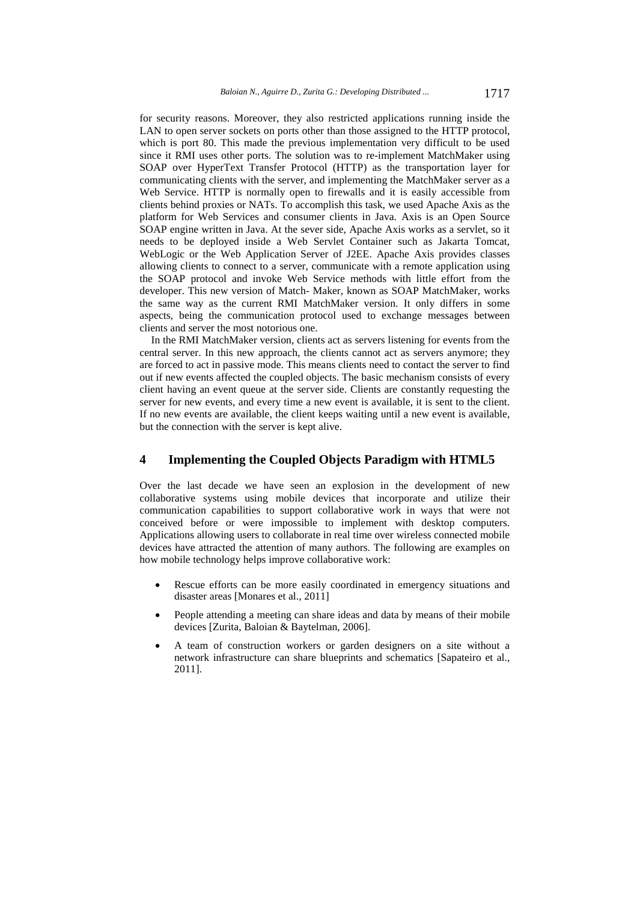for security reasons. Moreover, they also restricted applications running inside the LAN to open server sockets on ports other than those assigned to the HTTP protocol, which is port 80. This made the previous implementation very difficult to be used since it RMI uses other ports. The solution was to re-implement MatchMaker using SOAP over HyperText Transfer Protocol (HTTP) as the transportation layer for communicating clients with the server, and implementing the MatchMaker server as a Web Service. HTTP is normally open to firewalls and it is easily accessible from clients behind proxies or NATs. To accomplish this task, we used Apache Axis as the platform for Web Services and consumer clients in Java. Axis is an Open Source SOAP engine written in Java. At the sever side, Apache Axis works as a servlet, so it needs to be deployed inside a Web Servlet Container such as Jakarta Tomcat, WebLogic or the Web Application Server of J2EE. Apache Axis provides classes allowing clients to connect to a server, communicate with a remote application using the SOAP protocol and invoke Web Service methods with little effort from the developer. This new version of Match- Maker, known as SOAP MatchMaker, works the same way as the current RMI MatchMaker version. It only differs in some aspects, being the communication protocol used to exchange messages between clients and server the most notorious one.

In the RMI MatchMaker version, clients act as servers listening for events from the central server. In this new approach, the clients cannot act as servers anymore; they are forced to act in passive mode. This means clients need to contact the server to find out if new events affected the coupled objects. The basic mechanism consists of every client having an event queue at the server side. Clients are constantly requesting the server for new events, and every time a new event is available, it is sent to the client. If no new events are available, the client keeps waiting until a new event is available, but the connection with the server is kept alive.

## 4 Implementing the Coupled Objects Paradigm with HTML5

Over the last decade we have seen an explosion in the development of new collaborative systems using mobile devices that incorporate and utilize their communication capabilities to support collaborative work in ways that were not conceived before or were impossible to implement with desktop computers. Applications allowing users to collaborate in real time over wireless connected mobile devices have attracted the attention of many authors. The following are examples on how mobile technology helps improve collaborative work:

- Rescue efforts can be more easily coordinated in emergency situations and disaster areas [Monares et al., 2011]
- People attending a meeting can share ideas and data by means of their mobile devices [Zurita, Baloian & Baytelman, 2006].
- A team of construction workers or garden designers on a site without a network infrastructure can share blueprints and schematics [Sapateiro et al., 2011].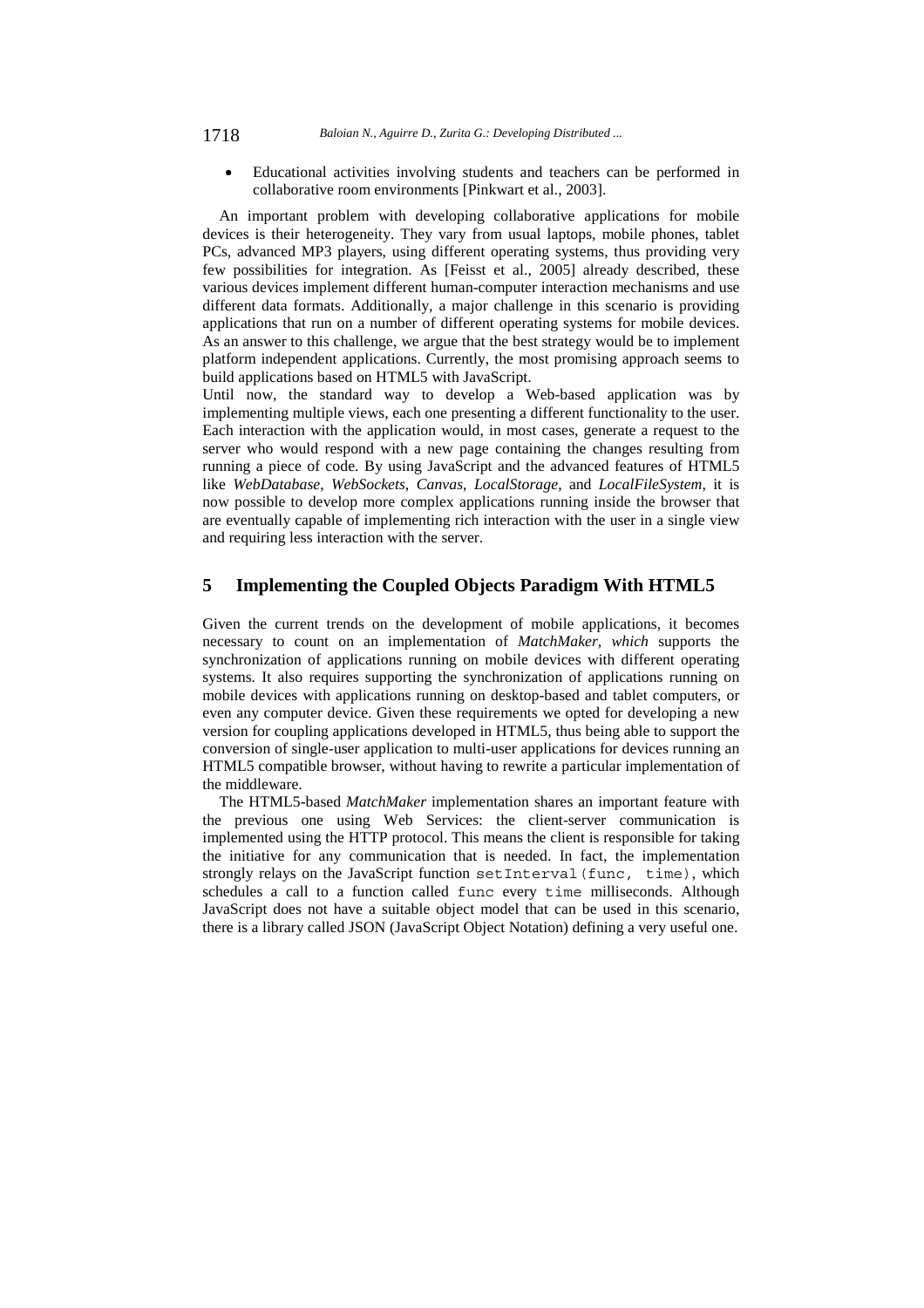- Educational activities involving students and teachers can be performed in collaborative room environments [Pinkwart et al., 2003].

An important problem with developing collaborative applications for mobile devices is their heterogeneity. They vary from usual laptops, mobile phones, tablet PCs, advanced MP3 players, using different operating systems, thus providing very few possibilities for integration. As [Feisst et al., 2005] already described, these various devices implement different human-computer interaction mechanisms and use different data formats. Additionally, a major challenge in this scenario is providing applications that run on a number of different operating systems for mobile devices. As an answer to this challenge, we argue that the best strategy would be to implement platform independent applications. Currently, the most promising approach seems to build applications based on HTML5 with JavaScript.

Until now, the standard way to develop a Web-based application was by implementing multiple views, each one presenting a different functionality to the user. Each interaction with the application would, in most cases, generate a request to the server who would respond with a new page containing the changes resulting from running a piece of code. By using JavaScript and the advanced features of HTML5 like *WebDatabase*, *WebSockets*, *Canvas*, *LocalStorage*, and *LocalFileSystem*, it is now possible to develop more complex applications running inside the browser that are eventually capable of implementing rich interaction with the user in a single view and requiring less interaction with the server.

## 5 Implementing the Coupled Objects Paradigm With HTML5

Given the current trends on the development of mobile applications, it becomes necessary to count on an implementation of *MatchMaker, which* supports the synchronization of applications running on mobile devices with different operating systems. It also requires supporting the synchronization of applications running on mobile devices with applications running on desktop-based and tablet computers, or even any computer device. Given these requirements we opted for developing a new version for coupling applications developed in HTML5, thus being able to support the conversion of single-user application to multi-user applications for devices running an HTML5 compatible browser, without having to rewrite a particular implementation of the middleware.

The HTML5-based *MatchMaker* implementation shares an important feature with the previous one using Web Services: the client-server communication is implemented using the HTTP protocol. This means the client is responsible for taking the initiative for any communication that is needed. In fact, the implementation strongly relays on the JavaScript function `setInterval(func, time)`, which schedules a call to a function called `func` every `time` milliseconds. Although JavaScript does not have a suitable object model that can be used in this scenario, there is a library called JSON (JavaScript Object Notation) defining a very useful one.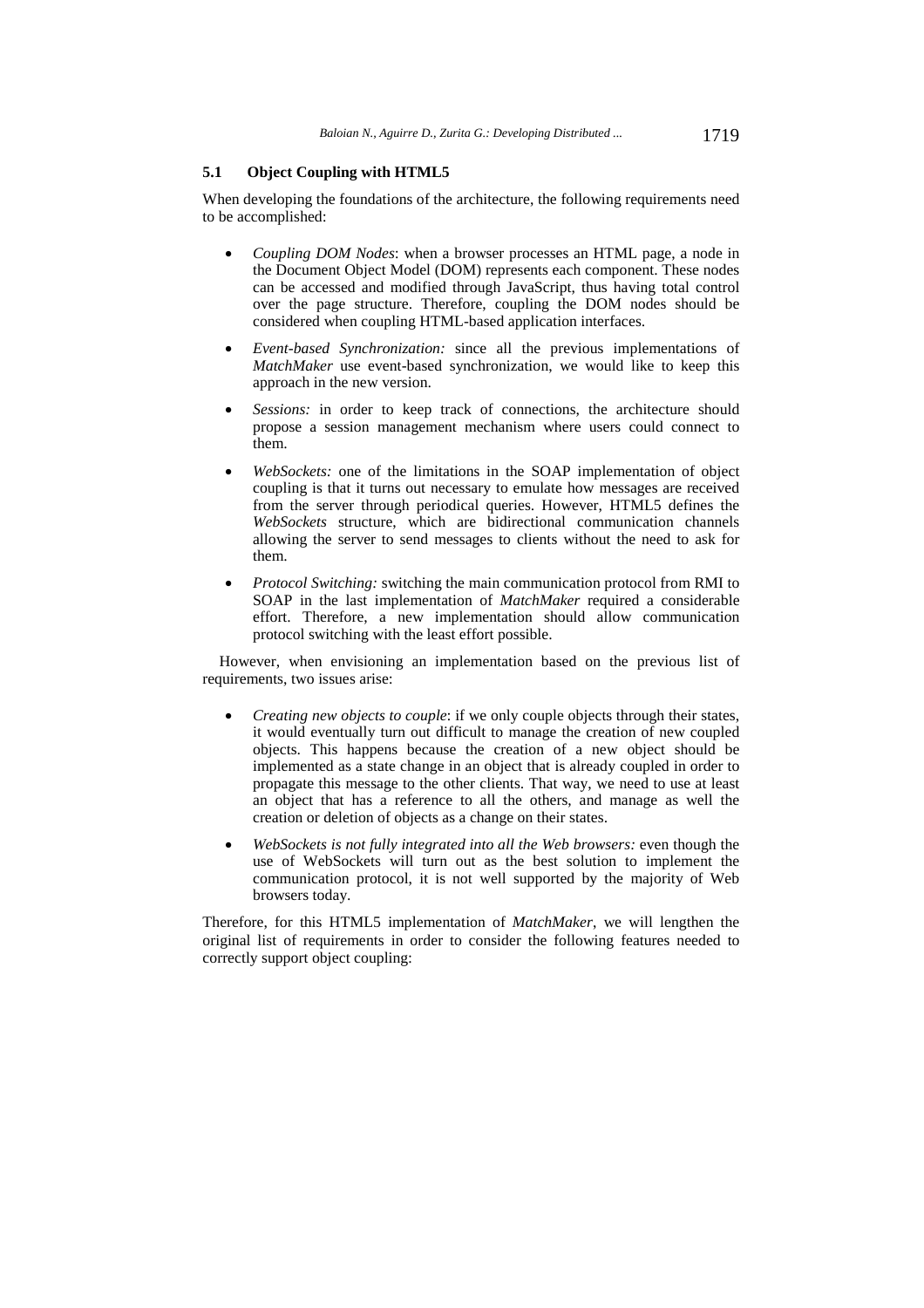### 5.1 Object Coupling with HTML5

When developing the foundations of the architecture, the following requirements need to be accomplished:

- *Coupling DOM Nodes*: when a browser processes an HTML page, a node in the Document Object Model (DOM) represents each component. These nodes can be accessed and modified through JavaScript, thus having total control over the page structure. Therefore, coupling the DOM nodes should be considered when coupling HTML-based application interfaces.
- *Event-based Synchronization:* since all the previous implementations of *MatchMaker* use event-based synchronization, we would like to keep this approach in the new version.
- *Sessions:* in order to keep track of connections, the architecture should propose a session management mechanism where users could connect to them.
- *WebSockets:* one of the limitations in the SOAP implementation of object coupling is that it turns out necessary to emulate how messages are received from the server through periodical queries. However, HTML5 defines the *WebSockets* structure, which are bidirectional communication channels allowing the server to send messages to clients without the need to ask for them.
- *Protocol Switching:* switching the main communication protocol from RMI to SOAP in the last implementation of *MatchMaker* required a considerable effort. Therefore, a new implementation should allow communication protocol switching with the least effort possible.

However, when envisioning an implementation based on the previous list of requirements, two issues arise:

- *Creating new objects to couple*: if we only couple objects through their states, it would eventually turn out difficult to manage the creation of new coupled objects. This happens because the creation of a new object should be implemented as a state change in an object that is already coupled in order to propagate this message to the other clients. That way, we need to use at least an object that has a reference to all the others, and manage as well the creation or deletion of objects as a change on their states.
- *WebSockets is not fully integrated into all the Web browsers:* even though the use of WebSockets will turn out as the best solution to implement the communication protocol, it is not well supported by the majority of Web browsers today.

Therefore, for this HTML5 implementation of *MatchMaker*, we will lengthen the original list of requirements in order to consider the following features needed to correctly support object coupling: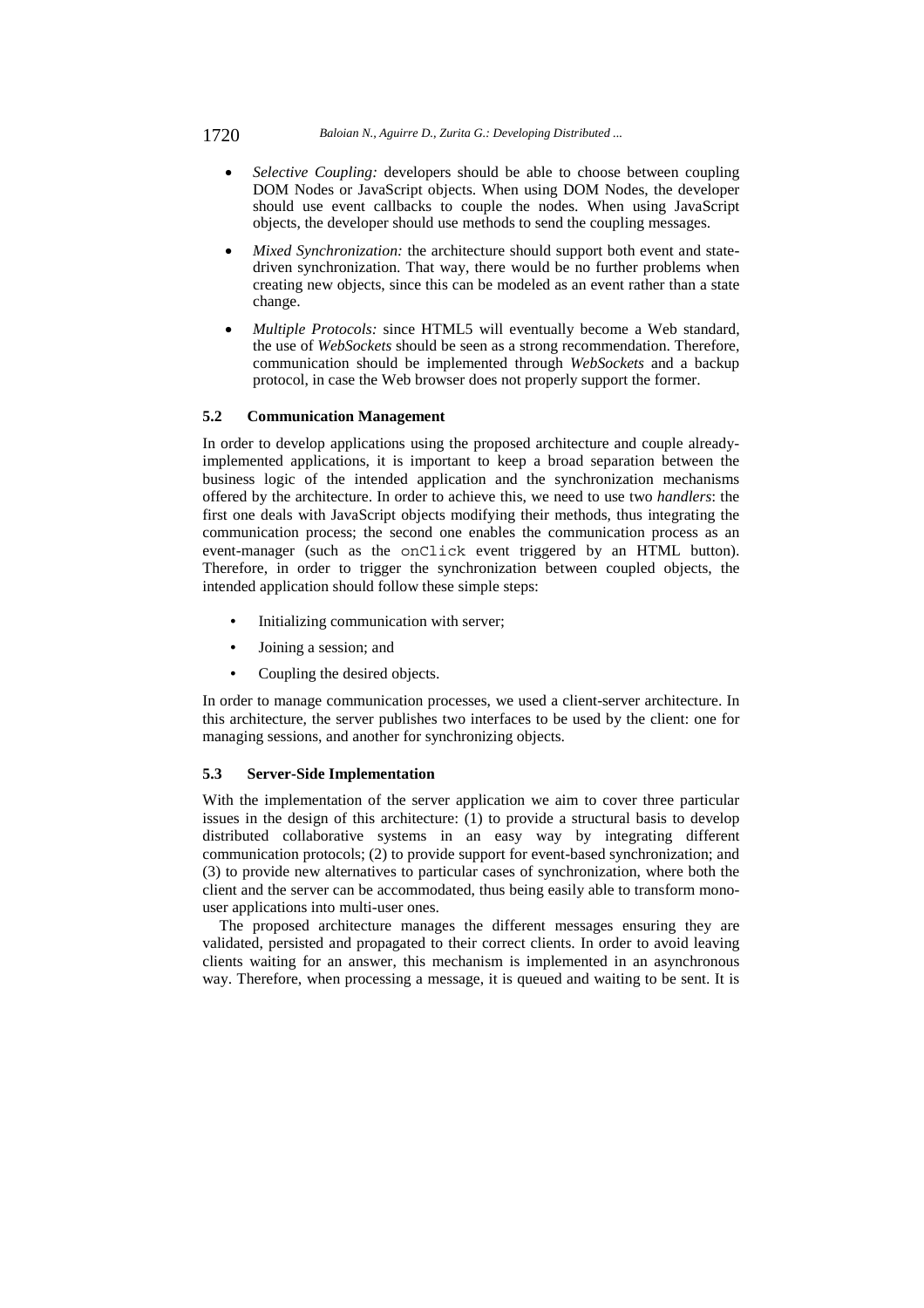- *Selective Coupling:* developers should be able to choose between coupling DOM Nodes or JavaScript objects. When using DOM Nodes, the developer should use event callbacks to couple the nodes. When using JavaScript objects, the developer should use methods to send the coupling messages.
- *Mixed Synchronization:* the architecture should support both event and state-driven synchronization. That way, there would be no further problems when creating new objects, since this can be modeled as an event rather than a state change.
- *Multiple Protocols:* since HTML5 will eventually become a Web standard, the use of *WebSockets* should be seen as a strong recommendation. Therefore, communication should be implemented through *WebSockets* and a backup protocol, in case the Web browser does not properly support the former.

### 5.2 Communication Management

In order to develop applications using the proposed architecture and couple already-implemented applications, it is important to keep a broad separation between the business logic of the intended application and the synchronization mechanisms offered by the architecture. In order to achieve this, we need to use two *handlers*: the first one deals with JavaScript objects modifying their methods, thus integrating the communication process; the second one enables the communication process as an event-manager (such as the `onClick` event triggered by an HTML button). Therefore, in order to trigger the synchronization between coupled objects, the intended application should follow these simple steps:

- Initializing communication with server;
- Joining a session; and
- Coupling the desired objects.

In order to manage communication processes, we used a client-server architecture. In this architecture, the server publishes two interfaces to be used by the client: one for managing sessions, and another for synchronizing objects.

### 5.3 Server-Side Implementation

With the implementation of the server application we aim to cover three particular issues in the design of this architecture: (1) to provide a structural basis to develop distributed collaborative systems in an easy way by integrating different communication protocols; (2) to provide support for event-based synchronization; and (3) to provide new alternatives to particular cases of synchronization, where both the client and the server can be accommodated, thus being easily able to transform mono-user applications into multi-user ones.

The proposed architecture manages the different messages ensuring they are validated, persisted and propagated to their correct clients. In order to avoid leaving clients waiting for an answer, this mechanism is implemented in an asynchronous way. Therefore, when processing a message, it is queued and waiting to be sent. It is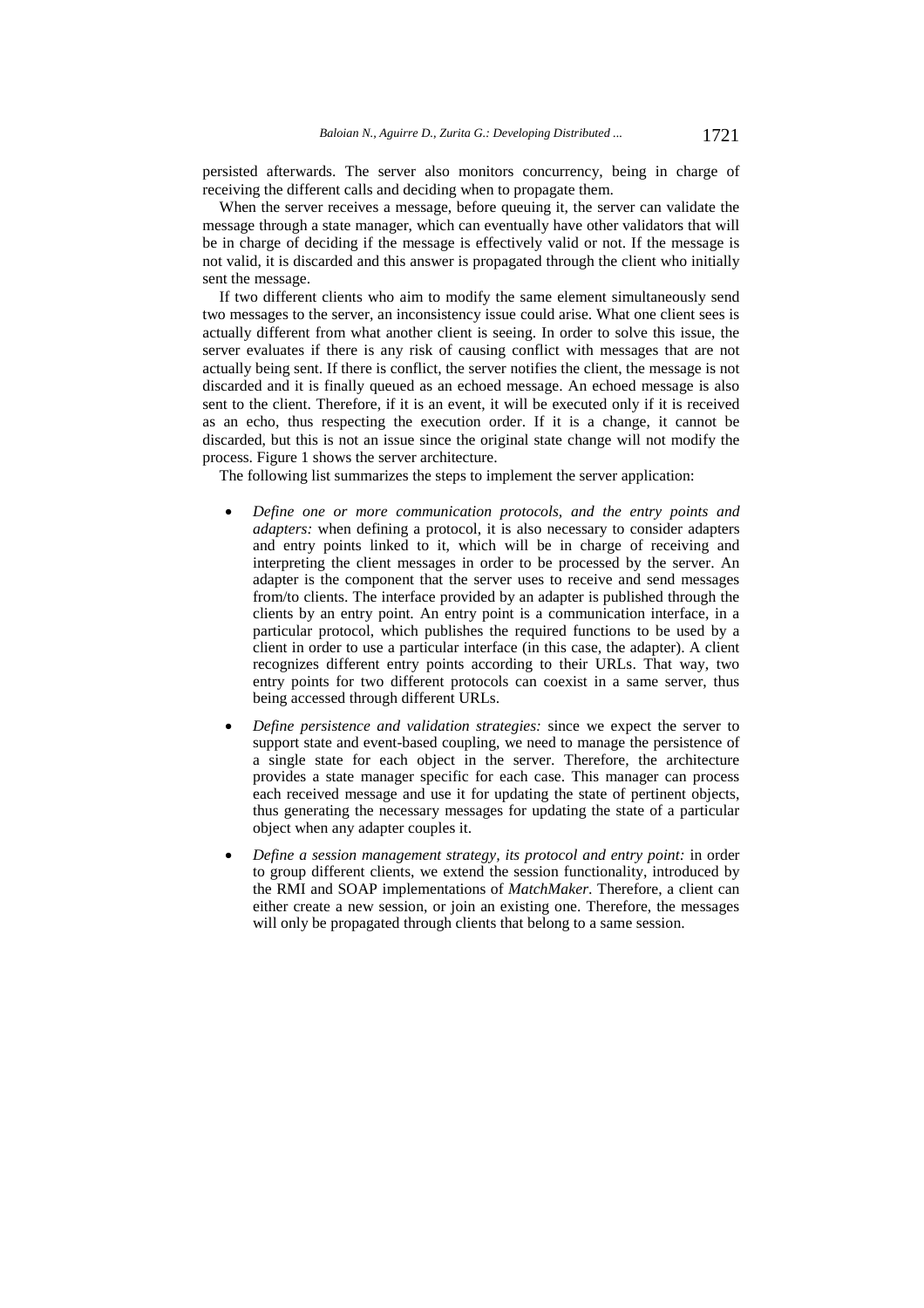persisted afterwards. The server also monitors concurrency, being in charge of receiving the different calls and deciding when to propagate them.

When the server receives a message, before queuing it, the server can validate the message through a state manager, which can eventually have other validators that will be in charge of deciding if the message is effectively valid or not. If the message is not valid, it is discarded and this answer is propagated through the client who initially sent the message.

If two different clients who aim to modify the same element simultaneously send two messages to the server, an inconsistency issue could arise. What one client sees is actually different from what another client is seeing. In order to solve this issue, the server evaluates if there is any risk of causing conflict with messages that are not actually being sent. If there is conflict, the server notifies the client, the message is not discarded and it is finally queued as an echoed message. An echoed message is also sent to the client. Therefore, if it is an event, it will be executed only if it is received as an echo, thus respecting the execution order. If it is a change, it cannot be discarded, but this is not an issue since the original state change will not modify the process. Figure 1 shows the server architecture.

The following list summarizes the steps to implement the server application:

- *Define one or more communication protocols, and the entry points and adapters:* when defining a protocol, it is also necessary to consider adapters and entry points linked to it, which will be in charge of receiving and interpreting the client messages in order to be processed by the server. An adapter is the component that the server uses to receive and send messages from/to clients. The interface provided by an adapter is published through the clients by an entry point. An entry point is a communication interface, in a particular protocol, which publishes the required functions to be used by a client in order to use a particular interface (in this case, the adapter). A client recognizes different entry points according to their URLs. That way, two entry points for two different protocols can coexist in a same server, thus being accessed through different URLs.

- *Define persistence and validation strategies:* since we expect the server to support state and event-based coupling, we need to manage the persistence of a single state for each object in the server. Therefore, the architecture provides a state manager specific for each case. This manager can process each received message and use it for updating the state of pertinent objects, thus generating the necessary messages for updating the state of a particular object when any adapter couples it.

- *Define a session management strategy, its protocol and entry point:* in order to group different clients, we extend the session functionality, introduced by the RMI and SOAP implementations of *MatchMaker*. Therefore, a client can either create a new session, or join an existing one. Therefore, the messages will only be propagated through clients that belong to a same session.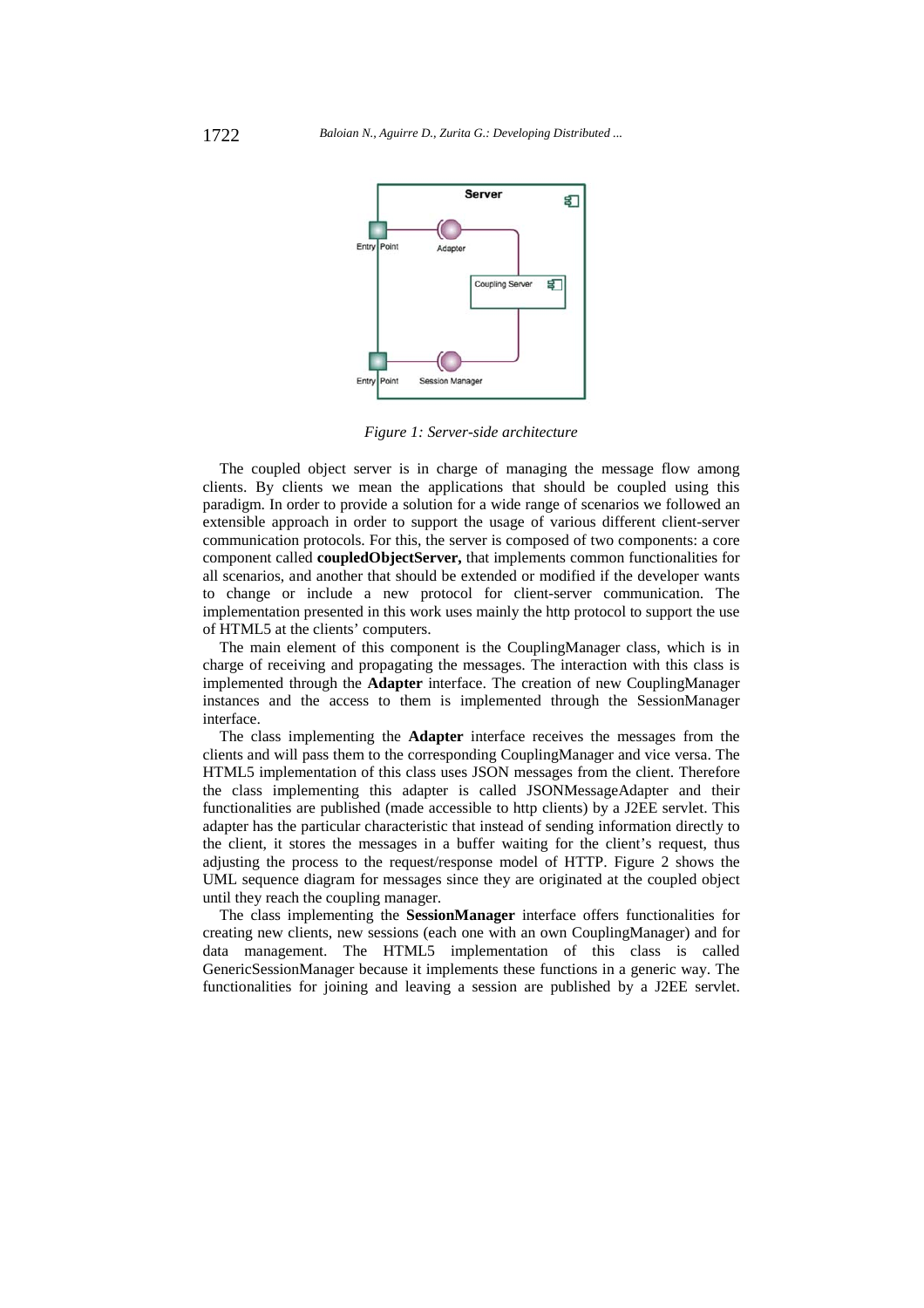*Figure 1: Server-side architecture*

The coupled object server is in charge of managing the message flow among clients. By clients we mean the applications that should be coupled using this paradigm. In order to provide a solution for a wide range of scenarios we followed an extensible approach in order to support the usage of various different client-server communication protocols. For this, the server is composed of two components: a core component called **coupledObjectServer,** that implements common functionalities for all scenarios, and another that should be extended or modified if the developer wants to change or include a new protocol for client-server communication. The implementation presented in this work uses mainly the http protocol to support the use of HTML5 at the clients' computers.

The main element of this component is the CouplingManager class, which is in charge of receiving and propagating the messages. The interaction with this class is implemented through the **Adapter** interface. The creation of new CouplingManager instances and the access to them is implemented through the SessionManager interface.

The class implementing the **Adapter** interface receives the messages from the clients and will pass them to the corresponding CouplingManager and vice versa. The HTML5 implementation of this class uses JSON messages from the client. Therefore the class implementing this adapter is called JSONMessageAdapter and their functionalities are published (made accessible to http clients) by a J2EE servlet. This adapter has the particular characteristic that instead of sending information directly to the client, it stores the messages in a buffer waiting for the client's request, thus adjusting the process to the request/response model of HTTP. Figure 2 shows the UML sequence diagram for messages since they are originated at the coupled object until they reach the coupling manager.

The class implementing the **SessionManager** interface offers functionalities for creating new clients, new sessions (each one with an own CouplingManager) and for data management. The HTML5 implementation of this class is called GenericSessionManager because it implements these functions in a generic way. The functionalities for joining and leaving a session are published by a J2EE servlet.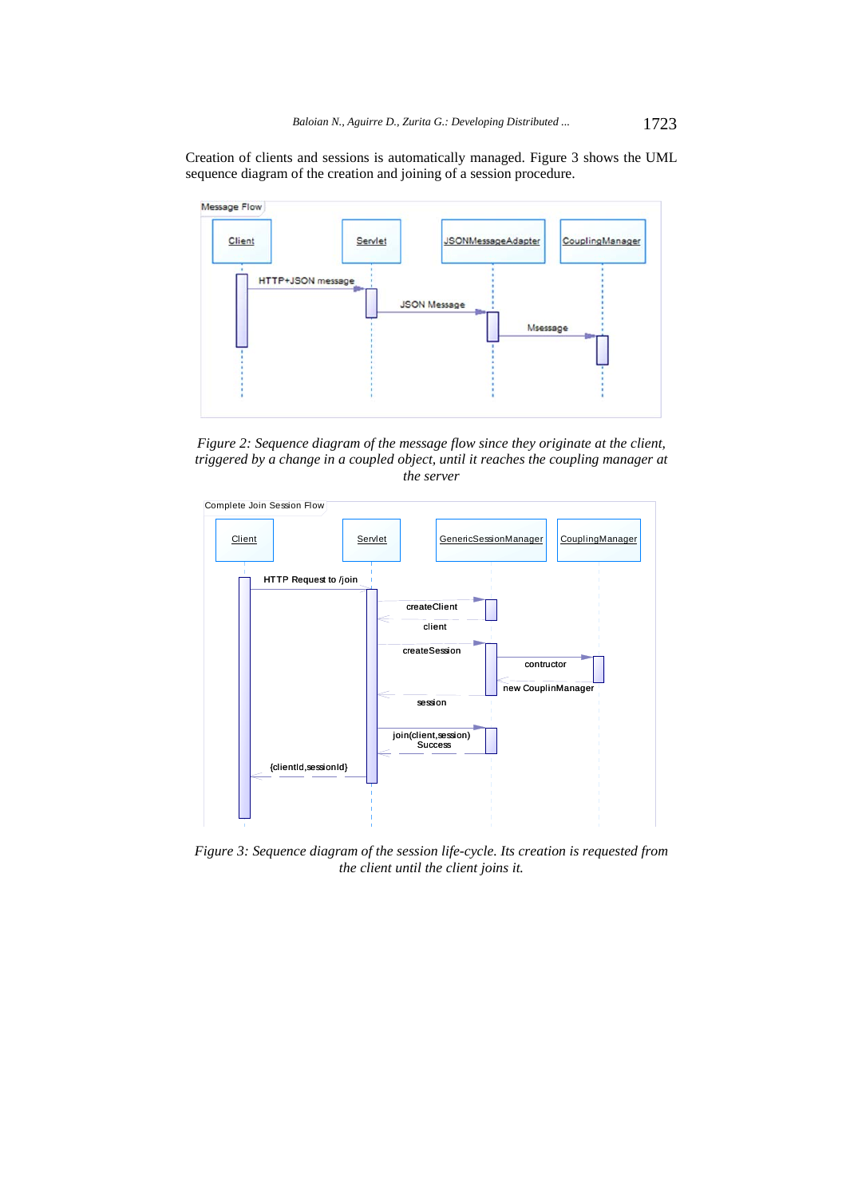Creation of clients and sessions is automatically managed. Figure 3 shows the UML sequence diagram of the creation and joining of a session procedure.

*Figure 2: Sequence diagram of the message flow since they originate at the client, triggered by a change in a coupled object, until it reaches the coupling manager at the server*

*Figure 3: Sequence diagram of the session life-cycle. Its creation is requested from the client until the client joins it.*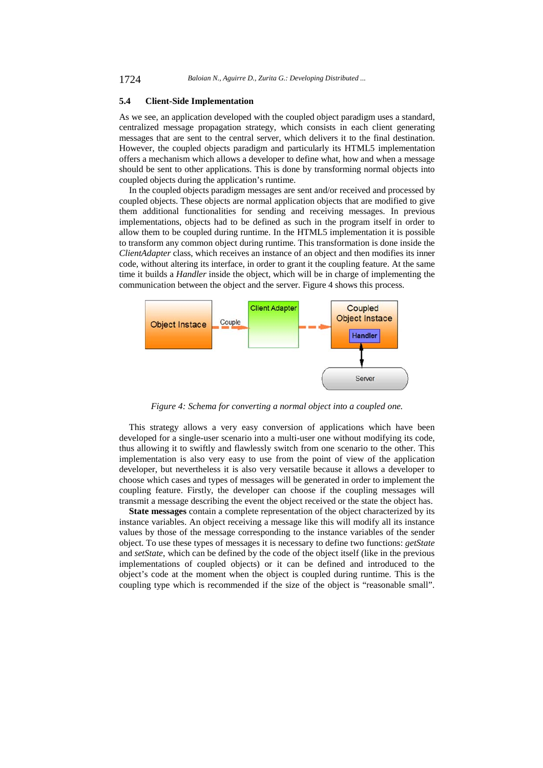### 5.4 Client-Side Implementation

As we see, an application developed with the coupled object paradigm uses a standard, centralized message propagation strategy, which consists in each client generating messages that are sent to the central server, which delivers it to the final destination. However, the coupled objects paradigm and particularly its HTML5 implementation offers a mechanism which allows a developer to define what, how and when a message should be sent to other applications. This is done by transforming normal objects into coupled objects during the application's runtime.

In the coupled objects paradigm messages are sent and/or received and processed by coupled objects. These objects are normal application objects that are modified to give them additional functionalities for sending and receiving messages. In previous implementations, objects had to be defined as such in the program itself in order to allow them to be coupled during runtime. In the HTML5 implementation it is possible to transform any common object during runtime. This transformation is done inside the *ClientAdapter* class, which receives an instance of an object and then modifies its inner code, without altering its interface, in order to grant it the coupling feature. At the same time it builds a *Handler* inside the object, which will be in charge of implementing the communication between the object and the server. Figure 4 shows this process.

*Figure 4: Schema for converting a normal object into a coupled one.*

This strategy allows a very easy conversion of applications which have been developed for a single-user scenario into a multi-user one without modifying its code, thus allowing it to swiftly and flawlessly switch from one scenario to the other. This implementation is also very easy to use from the point of view of the application developer, but nevertheless is also very versatile because it allows a developer to choose which cases and types of messages will be generated in order to implement the coupling feature. Firstly, the developer can choose if the coupling messages will transmit a message describing the event the object received or the state the object has.

**State messages** contain a complete representation of the object characterized by its instance variables. An object receiving a message like this will modify all its instance values by those of the message corresponding to the instance variables of the sender object. To use these types of messages it is necessary to define two functions: *getState* and *setState*, which can be defined by the code of the object itself (like in the previous implementations of coupled objects) or it can be defined and introduced to the object's code at the moment when the object is coupled during runtime. This is the coupling type which is recommended if the size of the object is "reasonable small".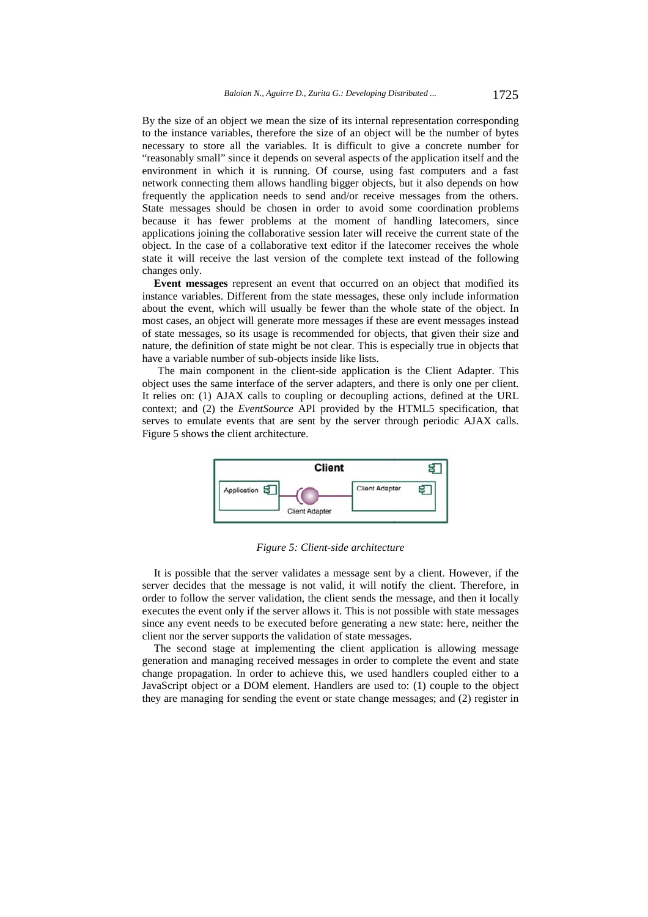By the size of an object we mean the size of its internal representation corresponding to the instance variables, therefore the size of an object will be the number of bytes necessary to store all the variables. It is difficult to give a concrete number for "reasonably small" since it depends on several aspects of the application itself and the environment in which it is running. Of course, using fast computers and a fast network connecting them allows handling bigger objects, but it also depends on how frequently the application needs to send and/or receive messages from the others. State messages should be chosen in order to avoid some coordination problems because it has fewer problems at the moment of handling latecomers, since applications joining the collaborative session later will receive the current state of the object. In the case of a collaborative text editor if the latecomer receives the whole state it will receive the last version of the complete text instead of the following changes only.

**Event messages** represent an event that occurred on an object that modified its instance variables. Different from the state messages, these only include information about the event, which will usually be fewer than the whole state of the object. In most cases, an object will generate more messages if these are event messages instead of state messages, so its usage is recommended for objects, that given their size and nature, the definition of state might be not clear. This is especially true in objects that have a variable number of sub-objects inside like lists.

The main component in the client-side application is the Client Adapter. This object uses the same interface of the server adapters, and there is only one per client. It relies on: (1) AJAX calls to coupling or decoupling actions, defined at the URL context; and (2) the *EventSource* API provided by the HTML5 specification, that serves to emulate events that are sent by the server through periodic AJAX calls. Figure 5 shows the client architecture.

*Figure 5: Client-side architecture*

It is possible that the server validates a message sent by a client. However, if the server decides that the message is not valid, it will notify the client. Therefore, in order to follow the server validation, the client sends the message, and then it locally executes the event only if the server allows it. This is not possible with state messages since any event needs to be executed before generating a new state: here, neither the client nor the server supports the validation of state messages.

The second stage at implementing the client application is allowing message generation and managing received messages in order to complete the event and state change propagation. In order to achieve this, we used handlers coupled either to a JavaScript object or a DOM element. Handlers are used to: (1) couple to the object they are managing for sending the event or state change messages; and (2) register in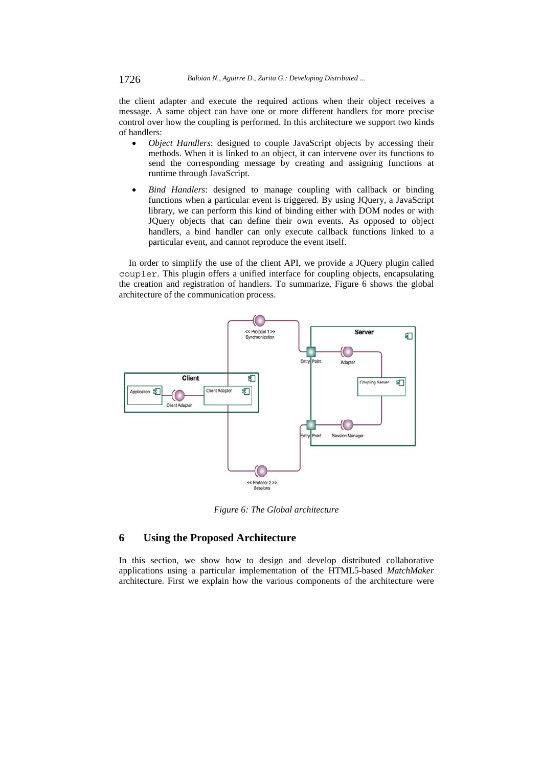the client adapter and execute the required actions when their object receives a message. A same object can have one or more different handlers for more precise control over how the coupling is performed. In this architecture we support two kinds of handlers:

- *Object Handlers*: designed to couple JavaScript objects by accessing their methods. When it is linked to an object, it can intervene over its functions to send the corresponding message by creating and assigning functions at runtime through JavaScript.
- *Bind Handlers*: designed to manage coupling with callback or binding functions when a particular event is triggered. By using JQuery, a JavaScript library, we can perform this kind of binding either with DOM nodes or with JQuery objects that can define their own events. As opposed to object handlers, a bind handler can only execute callback functions linked to a particular event, and cannot reproduce the event itself.

In order to simplify the use of the client API, we provide a JQuery plugin called `coupler`. This plugin offers a unified interface for coupling objects, encapsulating the creation and registration of handlers. To summarize, Figure 6 shows the global architecture of the communication process.

*Figure 6: The Global architecture*

## 6 Using the Proposed Architecture

In this section, we show how to design and develop distributed collaborative applications using a particular implementation of the HTML5-based *MatchMaker* architecture. First we explain how the various components of the architecture were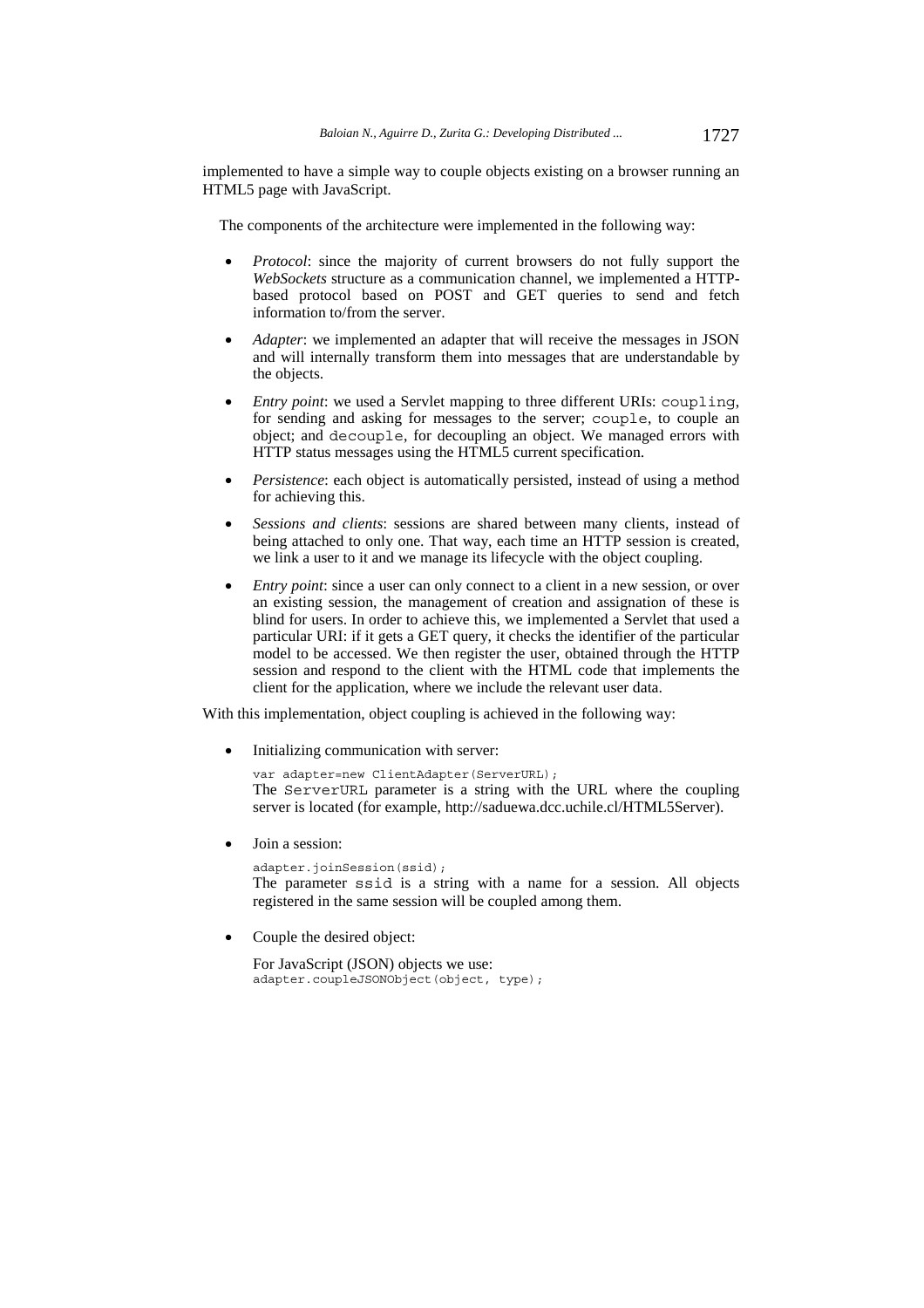implemented to have a simple way to couple objects existing on a browser running an HTML5 page with JavaScript.

The components of the architecture were implemented in the following way:

- *Protocol*: since the majority of current browsers do not fully support the *WebSockets* structure as a communication channel, we implemented a HTTP-based protocol based on POST and GET queries to send and fetch information to/from the server.
- *Adapter*: we implemented an adapter that will receive the messages in JSON and will internally transform them into messages that are understandable by the objects.
- *Entry point*: we used a Servlet mapping to three different URIs: `coupling`, for sending and asking for messages to the server; `couple`, to couple an object; and `decouple`, for decoupling an object. We managed errors with HTTP status messages using the HTML5 current specification.
- *Persistence*: each object is automatically persisted, instead of using a method for achieving this.
- *Sessions and clients*: sessions are shared between many clients, instead of being attached to only one. That way, each time an HTTP session is created, we link a user to it and we manage its lifecycle with the object coupling.
- *Entry point*: since a user can only connect to a client in a new session, or over an existing session, the management of creation and assignation of these is blind for users. In order to achieve this, we implemented a Servlet that used a particular URI: if it gets a GET query, it checks the identifier of the particular model to be accessed. We then register the user, obtained through the HTTP session and respond to the client with the HTML code that implements the client for the application, where we include the relevant user data.

With this implementation, object coupling is achieved in the following way:

- Initializing communication with server:

  ```
  var adapter=new ClientAdapter(ServerURL);
  ```

  The `ServerURL` parameter is a string with the URL where the coupling server is located (for example, http://saduewa.dcc.uchile.cl/HTML5Server).

- Join a session:

  ```
  adapter.joinSession(ssid);
  ```

  The parameter `ssid` is a string with a name for a session. All objects registered in the same session will be coupled among them.

- Couple the desired object:

  For JavaScript (JSON) objects we use:

  ```
  adapter.coupleJSONObject(object, type);
  ```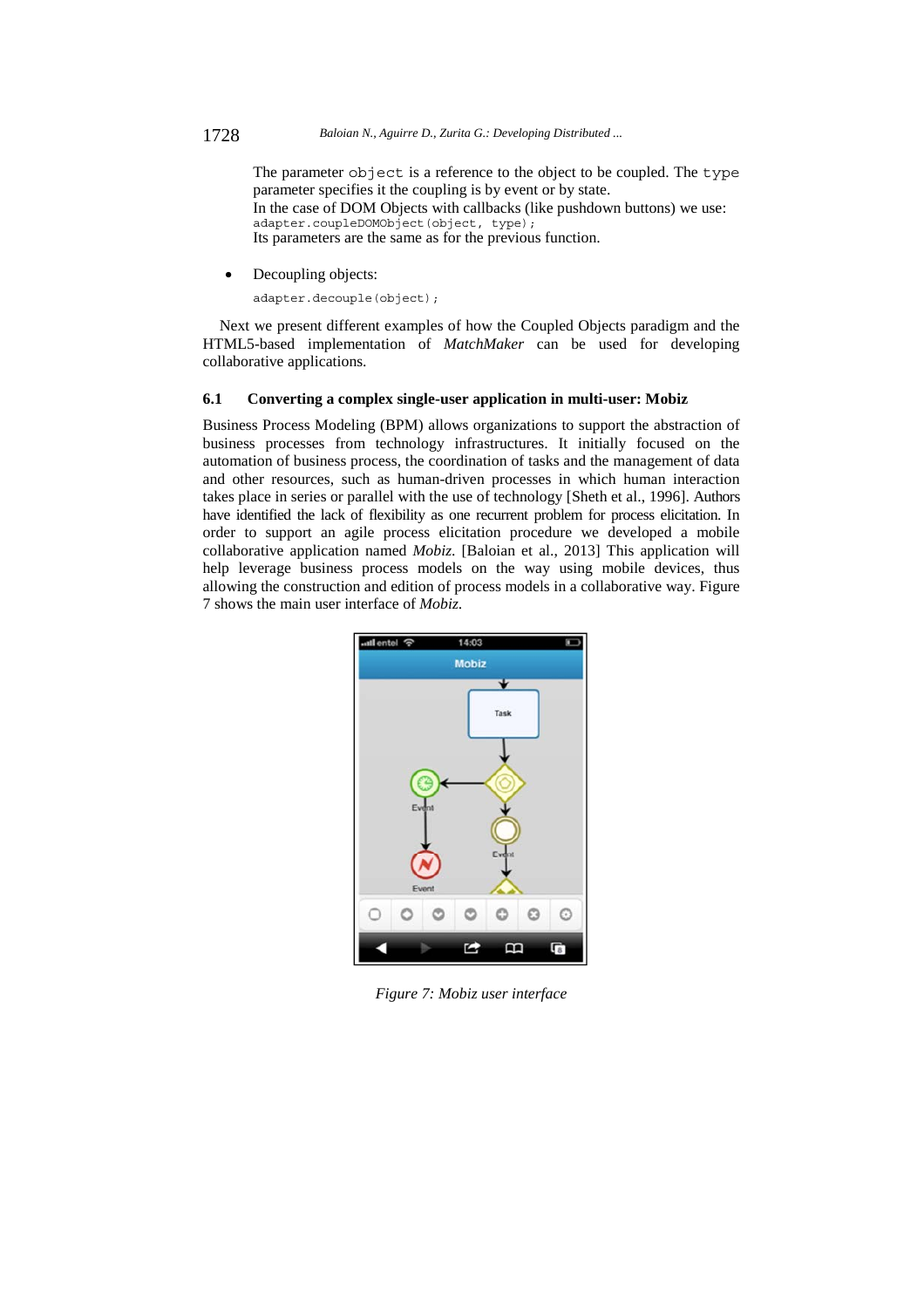The parameter `object` is a reference to the object to be coupled. The `type` parameter specifies it the coupling is by event or by state.
In the case of DOM Objects with callbacks (like pushdown buttons) we use:
```
adapter.coupleDOMObject(object, type);
```
Its parameters are the same as for the previous function.

- Decoupling objects:

```
adapter.decouple(object);
```

Next we present different examples of how the Coupled Objects paradigm and the HTML5-based implementation of *MatchMaker* can be used for developing collaborative applications.

### 6.1 Converting a complex single-user application in multi-user: Mobiz

Business Process Modeling (BPM) allows organizations to support the abstraction of business processes from technology infrastructures. It initially focused on the automation of business process, the coordination of tasks and the management of data and other resources, such as human-driven processes in which human interaction takes place in series or parallel with the use of technology [Sheth et al., 1996]. Authors have identified the lack of flexibility as one recurrent problem for process elicitation. In order to support an agile process elicitation procedure we developed a mobile collaborative application named *Mobiz*. [Baloian et al., 2013] This application will help leverage business process models on the way using mobile devices, thus allowing the construction and edition of process models in a collaborative way. Figure 7 shows the main user interface of *Mobiz*.

*Figure 7: Mobiz user interface*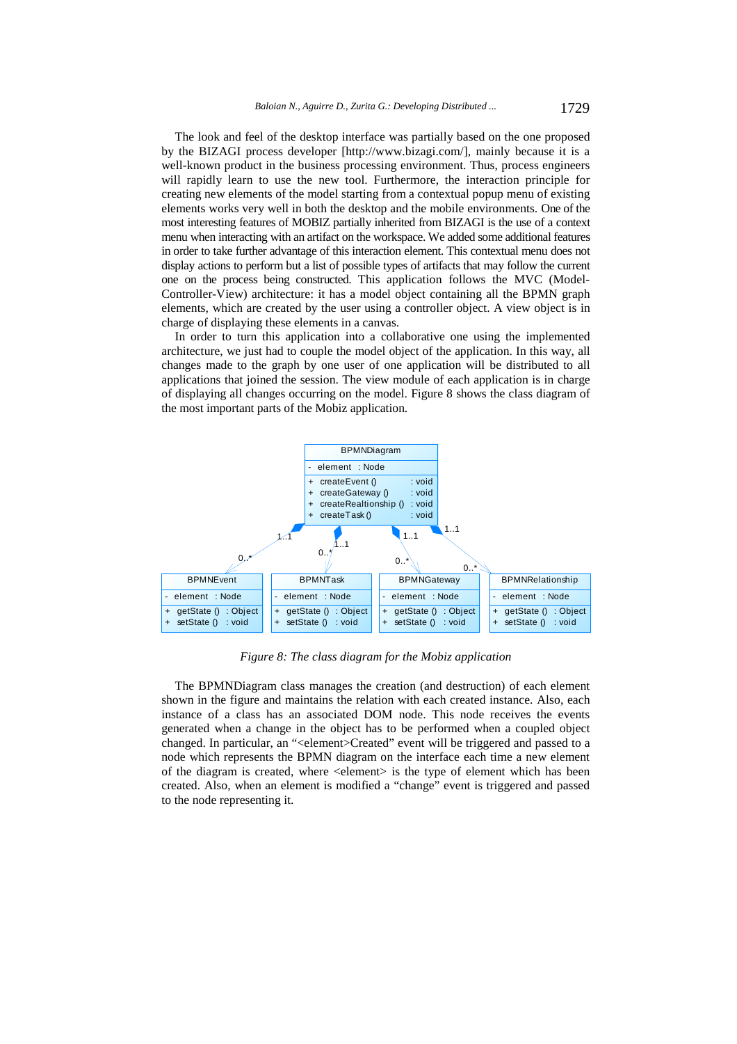The look and feel of the desktop interface was partially based on the one proposed by the BIZAGI process developer [http://www.bizagi.com/], mainly because it is a well-known product in the business processing environment. Thus, process engineers will rapidly learn to use the new tool. Furthermore, the interaction principle for creating new elements of the model starting from a contextual popup menu of existing elements works very well in both the desktop and the mobile environments. One of the most interesting features of MOBIZ partially inherited from BIZAGI is the use of a context menu when interacting with an artifact on the workspace. We added some additional features in order to take further advantage of this interaction element. This contextual menu does not display actions to perform but a list of possible types of artifacts that may follow the current one on the process being constructed. This application follows the MVC (Model-Controller-View) architecture: it has a model object containing all the BPMN graph elements, which are created by the user using a controller object. A view object is in charge of displaying these elements in a canvas.

In order to turn this application into a collaborative one using the implemented architecture, we just had to couple the model object of the application. In this way, all changes made to the graph by one user of one application will be distributed to all applications that joined the session. The view module of each application is in charge of displaying all changes occurring on the model. Figure 8 shows the class diagram of the most important parts of the Mobiz application.

*Figure 8: The class diagram for the Mobiz application*

The BPMNDiagram class manages the creation (and destruction) of each element shown in the figure and maintains the relation with each created instance. Also, each instance of a class has an associated DOM node. This node receives the events generated when a change in the object has to be performed when a coupled object changed. In particular, an "<element>Created" event will be triggered and passed to a node which represents the BPMN diagram on the interface each time a new element of the diagram is created, where <element> is the type of element which has been created. Also, when an element is modified a "change" event is triggered and passed to the node representing it.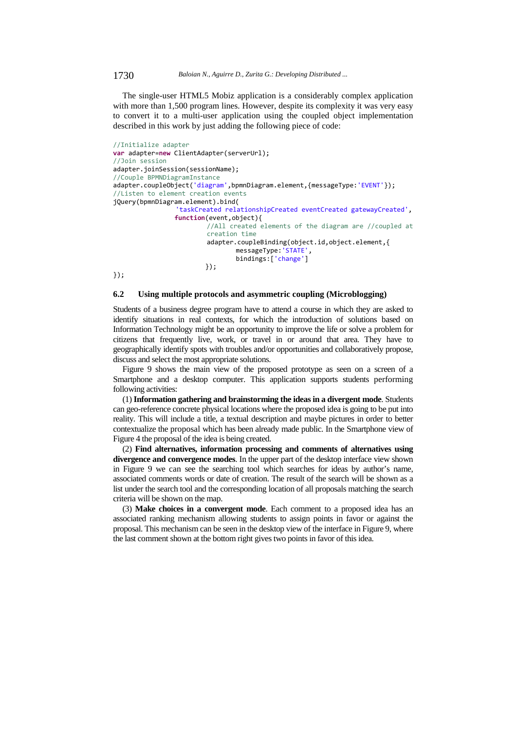The single-user HTML5 Mobiz application is a considerably complex application with more than 1,500 program lines. However, despite its complexity it was very easy to convert it to a multi-user application using the coupled object implementation described in this work by just adding the following piece of code:

```
//Initialize adapter
var adapter=new ClientAdapter(serverUrl);
//Join session
adapter.joinSession(sessionName);
//Couple BPMNDiagramInstance
adapter.coupleObject('diagram',bpmnDiagram.element,{messageType:'EVENT'});
//Listen to element creation events
jQuery(bpmnDiagram.element).bind(
                'taskCreated relationshipCreated eventCreated gatewayCreated',
                function(event,object){
                        //All created elements of the diagram are //coupled at
                        creation time
                        adapter.coupleBinding(object.id,object.element,{
                                messageType:'STATE',
                                bindings:['change']
                        });
});
```

### 6.2 Using multiple protocols and asymmetric coupling (Microblogging)

Students of a business degree program have to attend a course in which they are asked to identify situations in real contexts, for which the introduction of solutions based on Information Technology might be an opportunity to improve the life or solve a problem for citizens that frequently live, work, or travel in or around that area. They have to geographically identify spots with troubles and/or opportunities and collaboratively propose, discuss and select the most appropriate solutions.

Figure 9 shows the main view of the proposed prototype as seen on a screen of a Smartphone and a desktop computer. This application supports students performing following activities:

(1) **Information gathering and brainstorming the ideas in a divergent mode**. Students can geo-reference concrete physical locations where the proposed idea is going to be put into reality. This will include a title, a textual description and maybe pictures in order to better contextualize the proposal which has been already made public. In the Smartphone view of Figure 4 the proposal of the idea is being created.

(2) **Find alternatives, information processing and comments of alternatives using divergence and convergence modes**. In the upper part of the desktop interface view shown in Figure 9 we can see the searching tool which searches for ideas by author's name, associated comments words or date of creation. The result of the search will be shown as a list under the search tool and the corresponding location of all proposals matching the search criteria will be shown on the map.

(3) **Make choices in a convergent mode**. Each comment to a proposed idea has an associated ranking mechanism allowing students to assign points in favor or against the proposal. This mechanism can be seen in the desktop view of the interface in Figure 9, where the last comment shown at the bottom right gives two points in favor of this idea.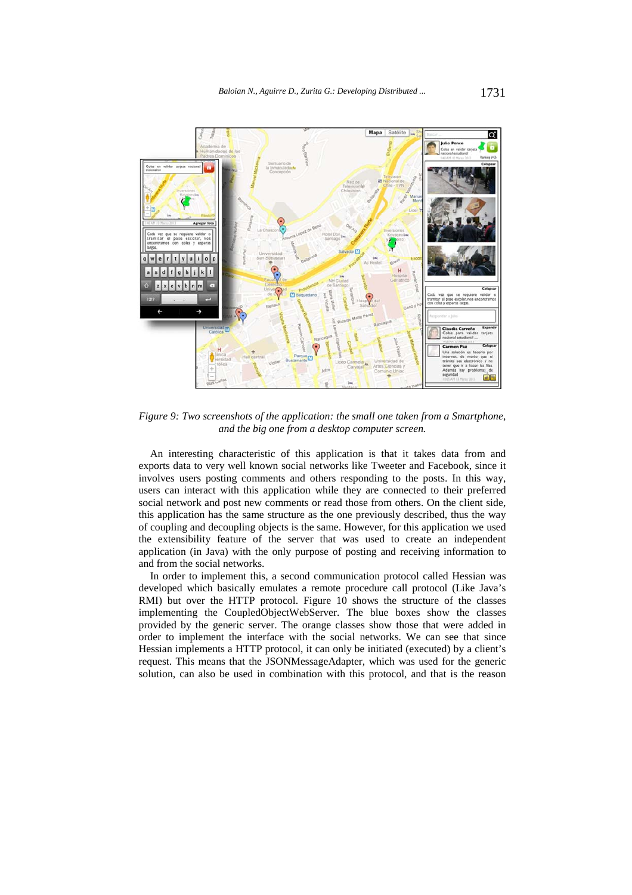*Figure 9: Two screenshots of the application: the small one taken from a Smartphone, and the big one from a desktop computer screen.*

An interesting characteristic of this application is that it takes data from and exports data to very well known social networks like Tweeter and Facebook, since it involves users posting comments and others responding to the posts. In this way, users can interact with this application while they are connected to their preferred social network and post new comments or read those from others. On the client side, this application has the same structure as the one previously described, thus the way of coupling and decoupling objects is the same. However, for this application we used the extensibility feature of the server that was used to create an independent application (in Java) with the only purpose of posting and receiving information to and from the social networks.

In order to implement this, a second communication protocol called Hessian was developed which basically emulates a remote procedure call protocol (Like Java's RMI) but over the HTTP protocol. Figure 10 shows the structure of the classes implementing the CoupledObjectWebServer. The blue boxes show the classes provided by the generic server. The orange classes show those that were added in order to implement the interface with the social networks. We can see that since Hessian implements a HTTP protocol, it can only be initiated (executed) by a client's request. This means that the JSONMessageAdapter, which was used for the generic solution, can also be used in combination with this protocol, and that is the reason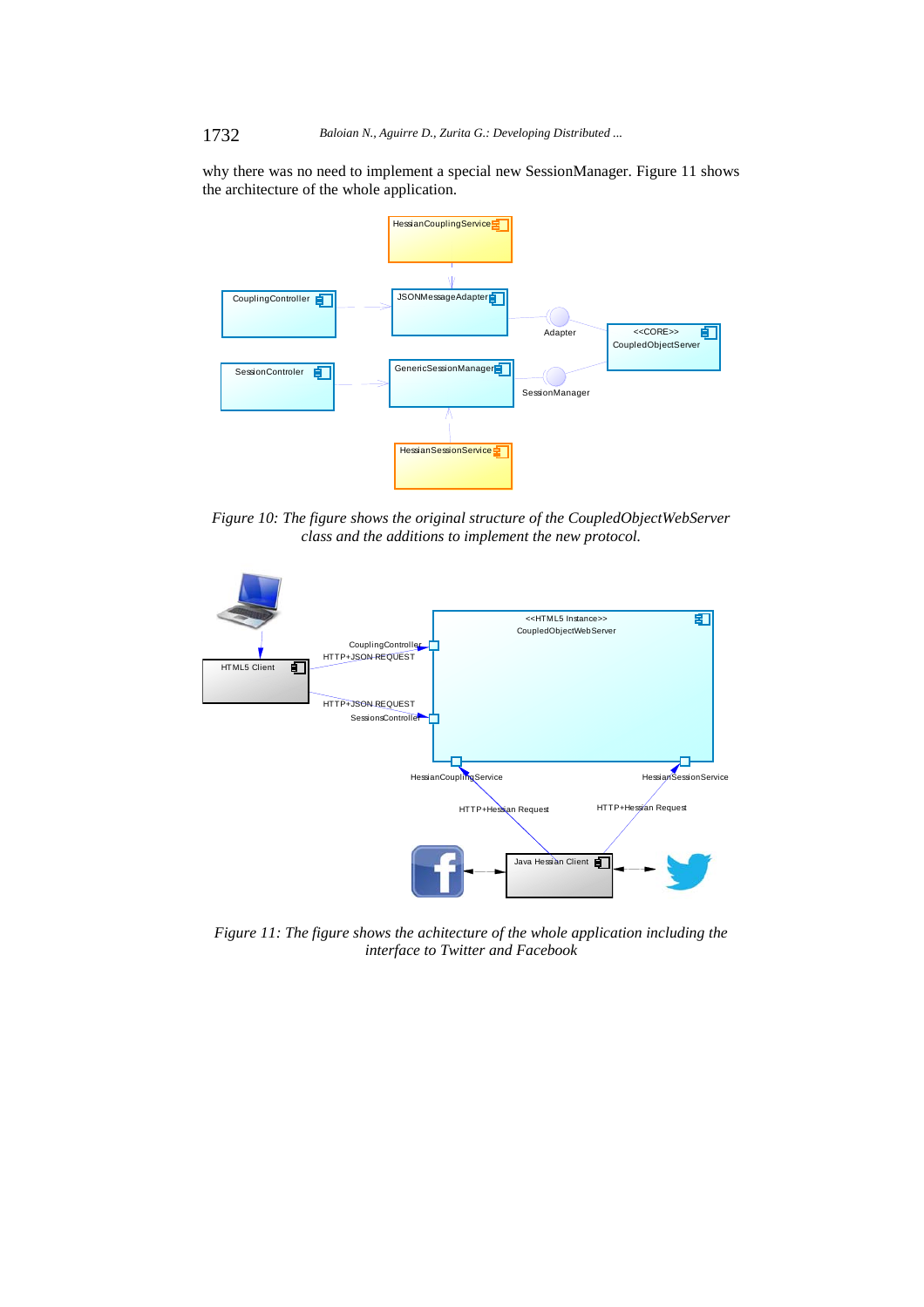why there was no need to implement a special new SessionManager. Figure 11 shows the architecture of the whole application.

*Figure 10: The figure shows the original structure of the CoupledObjectWebServer class and the additions to implement the new protocol.*

*Figure 11: The figure shows the achitecture of the whole application including the interface to Twitter and Facebook*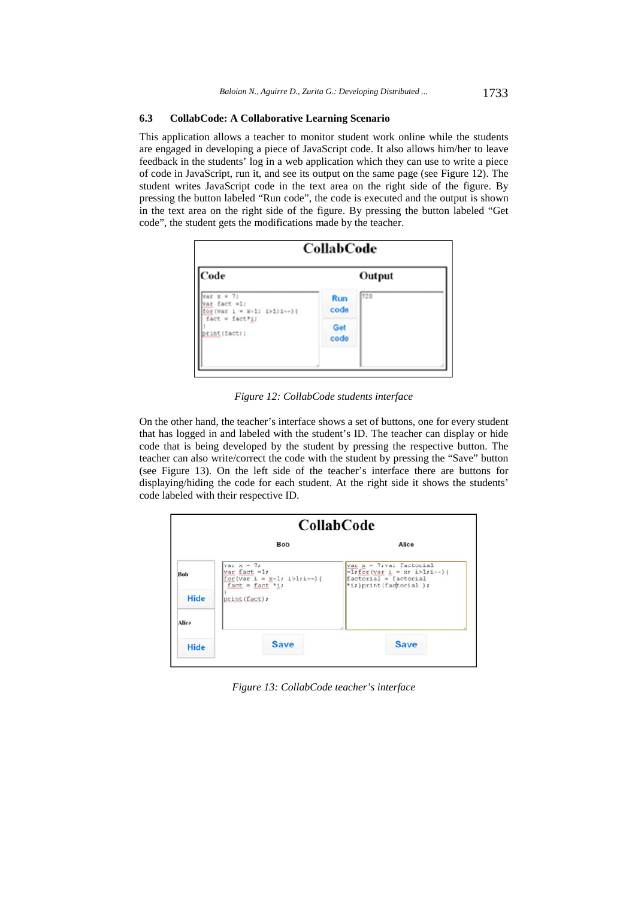### 6.3 CollabCode: A Collaborative Learning Scenario

This application allows a teacher to monitor student work online while the students are engaged in developing a piece of JavaScript code. It also allows him/her to leave feedback in the students' log in a web application which they can use to write a piece of code in JavaScript, run it, and see its output on the same page (see Figure 12). The student writes JavaScript code in the text area on the right side of the figure. By pressing the button labeled "Run code", the code is executed and the output is shown in the text area on the right side of the figure. By pressing the button labeled "Get code", the student gets the modifications made by the teacher.

*Figure 12: CollabCode students interface*

On the other hand, the teacher's interface shows a set of buttons, one for every student that has logged in and labeled with the student's ID. The teacher can display or hide code that is being developed by the student by pressing the respective button. The teacher can also write/correct the code with the student by pressing the "Save" button (see Figure 13). On the left side of the teacher's interface there are buttons for displaying/hiding the code for each student. At the right side it shows the students' code labeled with their respective ID.

*Figure 13: CollabCode teacher's interface*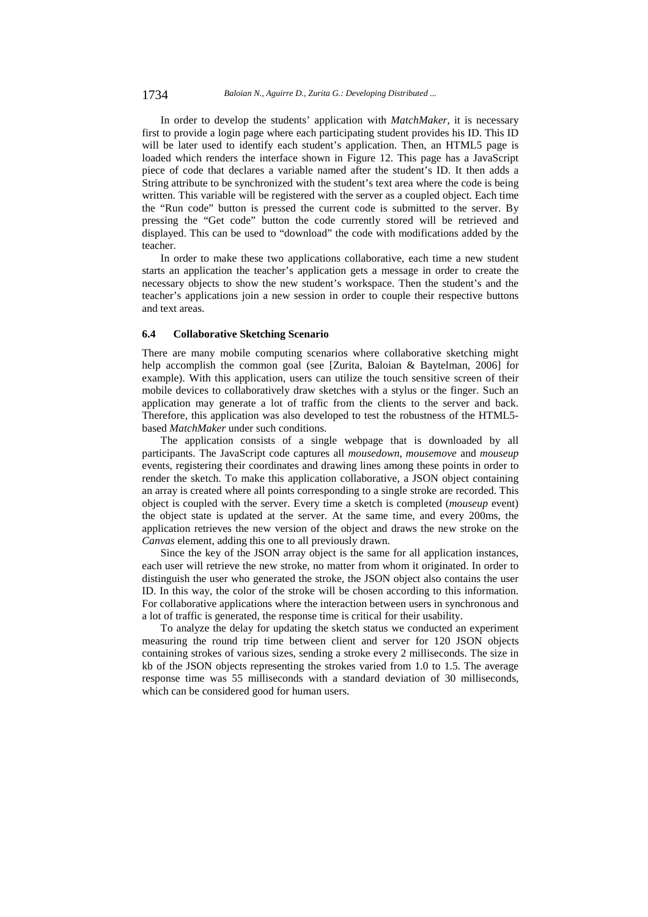In order to develop the students' application with *MatchMaker*, it is necessary first to provide a login page where each participating student provides his ID. This ID will be later used to identify each student's application. Then, an HTML5 page is loaded which renders the interface shown in Figure 12. This page has a JavaScript piece of code that declares a variable named after the student's ID. It then adds a String attribute to be synchronized with the student's text area where the code is being written. This variable will be registered with the server as a coupled object. Each time the "Run code" button is pressed the current code is submitted to the server. By pressing the "Get code" button the code currently stored will be retrieved and displayed. This can be used to "download" the code with modifications added by the teacher.

In order to make these two applications collaborative, each time a new student starts an application the teacher's application gets a message in order to create the necessary objects to show the new student's workspace. Then the student's and the teacher's applications join a new session in order to couple their respective buttons and text areas.

### 6.4 Collaborative Sketching Scenario

There are many mobile computing scenarios where collaborative sketching might help accomplish the common goal (see [Zurita, Baloian & Baytelman, 2006] for example). With this application, users can utilize the touch sensitive screen of their mobile devices to collaboratively draw sketches with a stylus or the finger. Such an application may generate a lot of traffic from the clients to the server and back. Therefore, this application was also developed to test the robustness of the HTML5-based *MatchMaker* under such conditions.

The application consists of a single webpage that is downloaded by all participants. The JavaScript code captures all *mousedown*, *mousemove* and *mouseup* events, registering their coordinates and drawing lines among these points in order to render the sketch. To make this application collaborative, a JSON object containing an array is created where all points corresponding to a single stroke are recorded. This object is coupled with the server. Every time a sketch is completed (*mouseup* event) the object state is updated at the server. At the same time, and every 200ms, the application retrieves the new version of the object and draws the new stroke on the *Canvas* element, adding this one to all previously drawn.

Since the key of the JSON array object is the same for all application instances, each user will retrieve the new stroke, no matter from whom it originated. In order to distinguish the user who generated the stroke, the JSON object also contains the user ID. In this way, the color of the stroke will be chosen according to this information. For collaborative applications where the interaction between users in synchronous and a lot of traffic is generated, the response time is critical for their usability.

To analyze the delay for updating the sketch status we conducted an experiment measuring the round trip time between client and server for 120 JSON objects containing strokes of various sizes, sending a stroke every 2 milliseconds. The size in kb of the JSON objects representing the strokes varied from 1.0 to 1.5. The average response time was 55 milliseconds with a standard deviation of 30 milliseconds, which can be considered good for human users.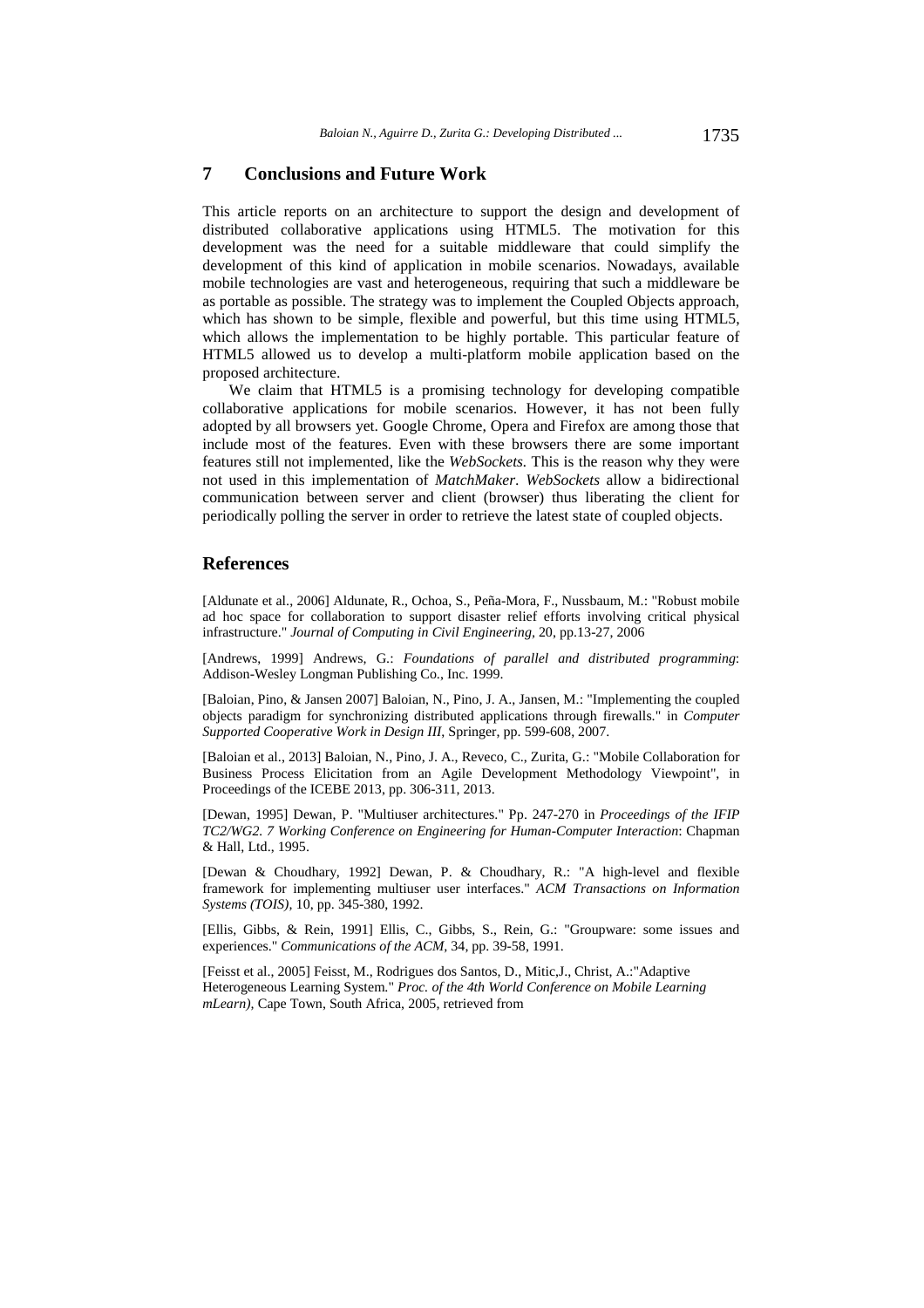## 7 Conclusions and Future Work

This article reports on an architecture to support the design and development of distributed collaborative applications using HTML5. The motivation for this development was the need for a suitable middleware that could simplify the development of this kind of application in mobile scenarios. Nowadays, available mobile technologies are vast and heterogeneous, requiring that such a middleware be as portable as possible. The strategy was to implement the Coupled Objects approach, which has shown to be simple, flexible and powerful, but this time using HTML5, which allows the implementation to be highly portable. This particular feature of HTML5 allowed us to develop a multi-platform mobile application based on the proposed architecture.

We claim that HTML5 is a promising technology for developing compatible collaborative applications for mobile scenarios. However, it has not been fully adopted by all browsers yet. Google Chrome, Opera and Firefox are among those that include most of the features. Even with these browsers there are some important features still not implemented, like the *WebSockets*. This is the reason why they were not used in this implementation of *MatchMaker*. *WebSockets* allow a bidirectional communication between server and client (browser) thus liberating the client for periodically polling the server in order to retrieve the latest state of coupled objects.

## References

[Aldunate et al., 2006] Aldunate, R., Ochoa, S., Peña-Mora, F., Nussbaum, M.: "Robust mobile ad hoc space for collaboration to support disaster relief efforts involving critical physical infrastructure." *Journal of Computing in Civil Engineering*, 20, pp.13-27, 2006

[Andrews, 1999] Andrews, G.: *Foundations of parallel and distributed programming*: Addison-Wesley Longman Publishing Co., Inc. 1999.

[Baloian, Pino, & Jansen 2007] Baloian, N., Pino, J. A., Jansen, M.: "Implementing the coupled objects paradigm for synchronizing distributed applications through firewalls." in *Computer Supported Cooperative Work in Design III*, Springer, pp. 599-608, 2007.

[Baloian et al., 2013] Baloian, N., Pino, J. A., Reveco, C., Zurita, G.: "Mobile Collaboration for Business Process Elicitation from an Agile Development Methodology Viewpoint", in Proceedings of the ICEBE 2013, pp. 306-311, 2013.

[Dewan, 1995] Dewan, P. "Multiuser architectures." Pp. 247-270 in *Proceedings of the IFIP TC2/WG2. 7 Working Conference on Engineering for Human-Computer Interaction*: Chapman & Hall, Ltd., 1995.

[Dewan & Choudhary, 1992] Dewan, P. & Choudhary, R.: "A high-level and flexible framework for implementing multiuser user interfaces." *ACM Transactions on Information Systems (TOIS)*, 10, pp. 345-380, 1992.

[Ellis, Gibbs, & Rein, 1991] Ellis, C., Gibbs, S., Rein, G.: "Groupware: some issues and experiences." *Communications of the ACM*, 34, pp. 39-58, 1991.

[Feisst et al., 2005] Feisst, M., Rodrigues dos Santos, D., Mitic,J., Christ, A.:"Adaptive Heterogeneous Learning System." *Proc. of the 4th World Conference on Mobile Learning mLearn)*, Cape Town, South Africa, 2005, retrieved from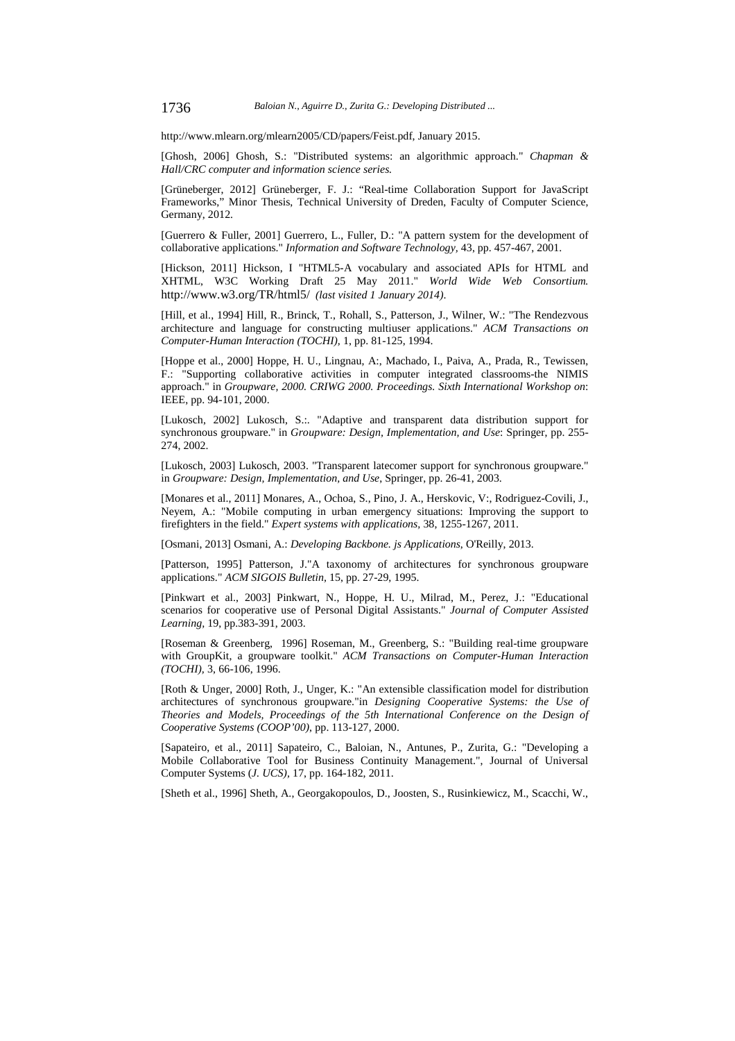http://www.mlearn.org/mlearn2005/CD/papers/Feist.pdf, January 2015.

[Ghosh, 2006] Ghosh, S.: "Distributed systems: an algorithmic approach." *Chapman & Hall/CRC computer and information science series.*

[Grüneberger, 2012] Grüneberger, F. J.: "Real-time Collaboration Support for JavaScript Frameworks," Minor Thesis, Technical University of Dreden, Faculty of Computer Science, Germany, 2012.

[Guerrero & Fuller, 2001] Guerrero, L., Fuller, D.: "A pattern system for the development of collaborative applications." *Information and Software Technology*, 43, pp. 457-467, 2001.

[Hickson, 2011] Hickson, I "HTML5-A vocabulary and associated APIs for HTML and XHTML, W3C Working Draft 25 May 2011." *World Wide Web Consortium.* http://www.w3.org/TR/html5/ *(last visited 1 January 2014).*

[Hill, et al., 1994] Hill, R., Brinck, T., Rohall, S., Patterson, J., Wilner, W.: "The Rendezvous architecture and language for constructing multiuser applications." *ACM Transactions on Computer-Human Interaction (TOCHI)*, 1, pp. 81-125, 1994.

[Hoppe et al., 2000] Hoppe, H. U., Lingnau, A:, Machado, I., Paiva, A., Prada, R., Tewissen, F.: "Supporting collaborative activities in computer integrated classrooms-the NIMIS approach." in *Groupware, 2000. CRIWG 2000. Proceedings. Sixth International Workshop on*: IEEE, pp. 94-101, 2000.

[Lukosch, 2002] Lukosch, S.:. "Adaptive and transparent data distribution support for synchronous groupware." in *Groupware: Design, Implementation, and Use*: Springer, pp. 255-274, 2002.

[Lukosch, 2003] Lukosch, 2003. "Transparent latecomer support for synchronous groupware." in *Groupware: Design, Implementation, and Use*, Springer, pp. 26-41, 2003.

[Monares et al., 2011] Monares, A., Ochoa, S., Pino, J. A., Herskovic, V:, Rodriguez-Covili, J., Neyem, A.: "Mobile computing in urban emergency situations: Improving the support to firefighters in the field." *Expert systems with applications*, 38, 1255-1267, 2011.

[Osmani, 2013] Osmani, A.: *Developing Backbone. js Applications*, O'Reilly, 2013.

[Patterson, 1995] Patterson, J."A taxonomy of architectures for synchronous groupware applications." *ACM SIGOIS Bulletin*, 15, pp. 27-29, 1995.

[Pinkwart et al., 2003] Pinkwart, N., Hoppe, H. U., Milrad, M., Perez, J.: "Educational scenarios for cooperative use of Personal Digital Assistants." *Journal of Computer Assisted Learning*, 19, pp.383-391, 2003.

[Roseman & Greenberg, 1996] Roseman, M., Greenberg, S.: "Building real-time groupware with GroupKit, a groupware toolkit." *ACM Transactions on Computer-Human Interaction (TOCHI)*, 3, 66-106, 1996.

[Roth & Unger, 2000] Roth, J., Unger, K.: "An extensible classification model for distribution architectures of synchronous groupware."in *Designing Cooperative Systems: the Use of Theories and Models, Proceedings of the 5th International Conference on the Design of Cooperative Systems (COOP'00)*, pp. 113-127, 2000.

[Sapateiro, et al., 2011] Sapateiro, C., Baloian, N., Antunes, P., Zurita, G.: "Developing a Mobile Collaborative Tool for Business Continuity Management.", Journal of Universal Computer Systems (*J. UCS)*, 17, pp. 164-182, 2011.

[Sheth et al., 1996] Sheth, A., Georgakopoulos, D., Joosten, S., Rusinkiewicz, M., Scacchi, W.,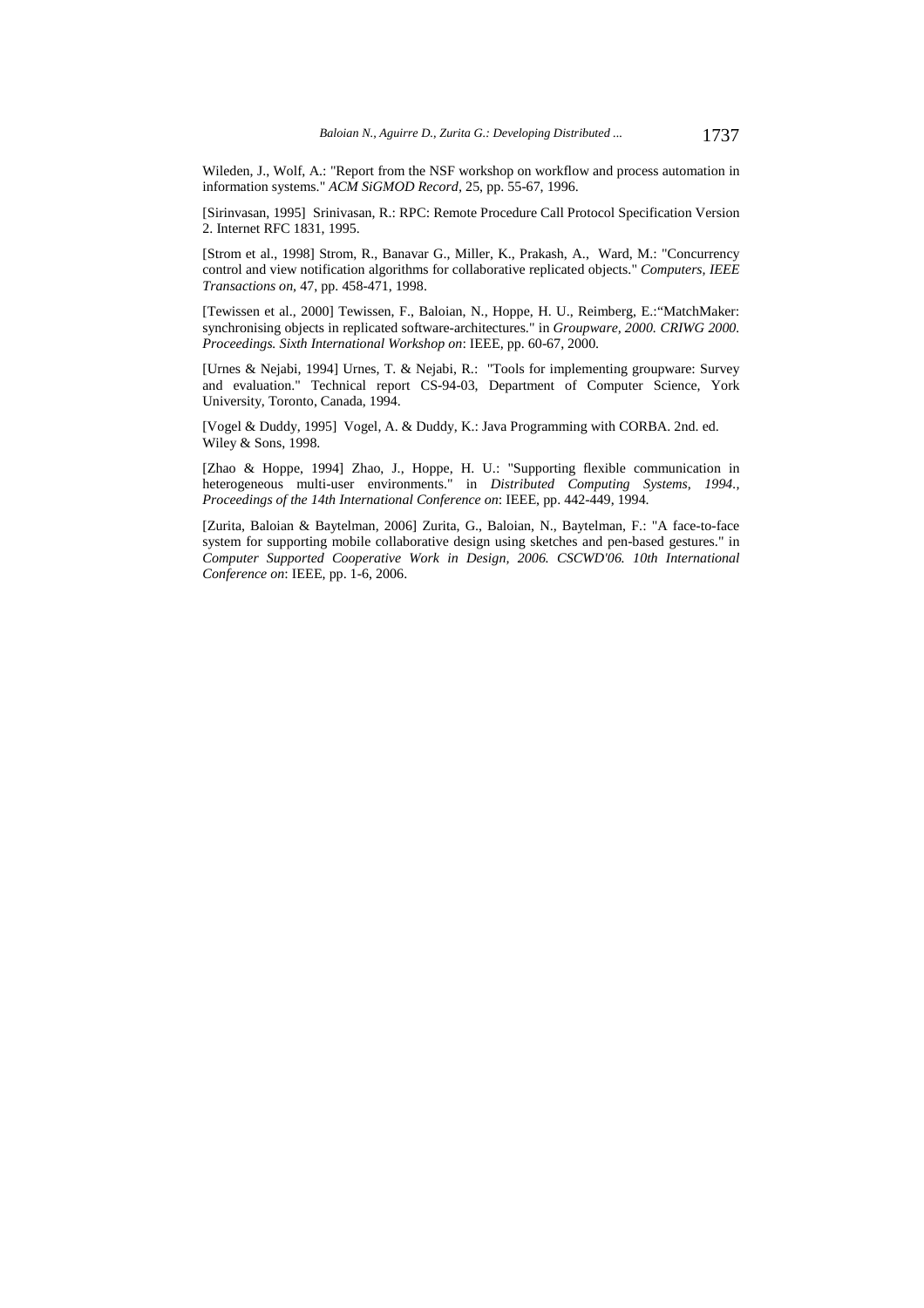Wileden, J., Wolf, A.: "Report from the NSF workshop on workflow and process automation in information systems." *ACM SiGMOD Record*, 25, pp. 55-67, 1996.

[Sirinvasan, 1995] Srinivasan, R.: RPC: Remote Procedure Call Protocol Specification Version 2. Internet RFC 1831, 1995.

[Strom et al., 1998] Strom, R., Banavar G., Miller, K., Prakash, A., Ward, M.: "Concurrency control and view notification algorithms for collaborative replicated objects." *Computers, IEEE Transactions on*, 47, pp. 458-471, 1998.

[Tewissen et al., 2000] Tewissen, F., Baloian, N., Hoppe, H. U., Reimberg, E.:"MatchMaker: synchronising objects in replicated software-architectures." in *Groupware, 2000. CRIWG 2000. Proceedings. Sixth International Workshop on*: IEEE, pp. 60-67, 2000.

[Urnes & Nejabi, 1994] Urnes, T. & Nejabi, R.: "Tools for implementing groupware: Survey and evaluation." Technical report CS-94-03, Department of Computer Science, York University, Toronto, Canada, 1994.

[Vogel & Duddy, 1995] Vogel, A. & Duddy, K.: Java Programming with CORBA. 2nd. ed. Wiley & Sons, 1998.

[Zhao & Hoppe, 1994] Zhao, J., Hoppe, H. U.: "Supporting flexible communication in heterogeneous multi-user environments." in *Distributed Computing Systems, 1994., Proceedings of the 14th International Conference on*: IEEE, pp. 442-449, 1994.

[Zurita, Baloian & Baytelman, 2006] Zurita, G., Baloian, N., Baytelman, F.: "A face-to-face system for supporting mobile collaborative design using sketches and pen-based gestures." in *Computer Supported Cooperative Work in Design, 2006. CSCWD'06. 10th International Conference on*: IEEE, pp. 1-6, 2006.